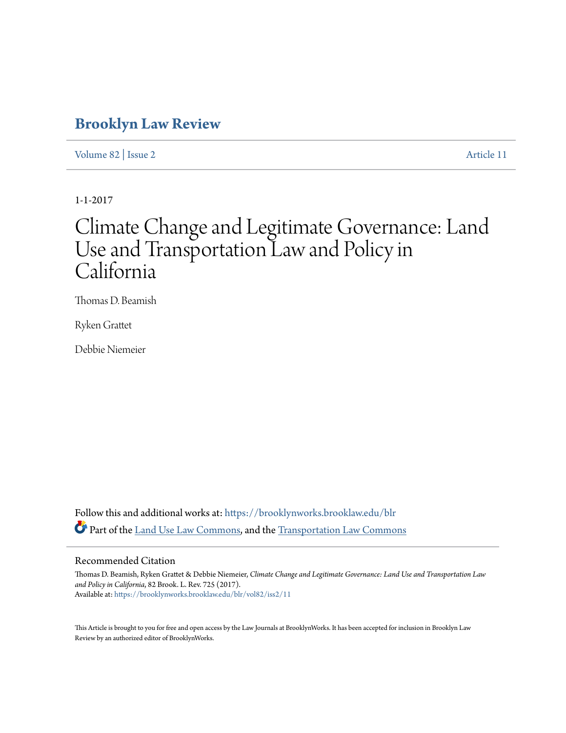# Brooklyn Law Review

Volume 82 | Issue 2 Article 11

1-1-2017

# Climate Change and Legitimate Governance: Land Use and Transportation Law and Policy in California

Thomas D. Beamish

Ryken Grattet

Debbie Niemeier

Follow this and additional works at: https://brooklynworks.brooklaw.edu/blr

Part of the Land Use Law Commons, and the Transportation Law Commons

## Recommended Citation

Thomas D. Beamish, Ryken Grattet & Debbie Niemeier, *Climate Change and Legitimate Governance: Land Use and Transportation Law and Policy in California*, 82 Brook. L. Rev. 725 (2017).
Available at: https://brooklynworks.brooklaw.edu/blr/vol82/iss2/11

This Article is brought to you for free and open access by the Law Journals at BrooklynWorks. It has been accepted for inclusion in Brooklyn Law Review by an authorized editor of BrooklynWorks.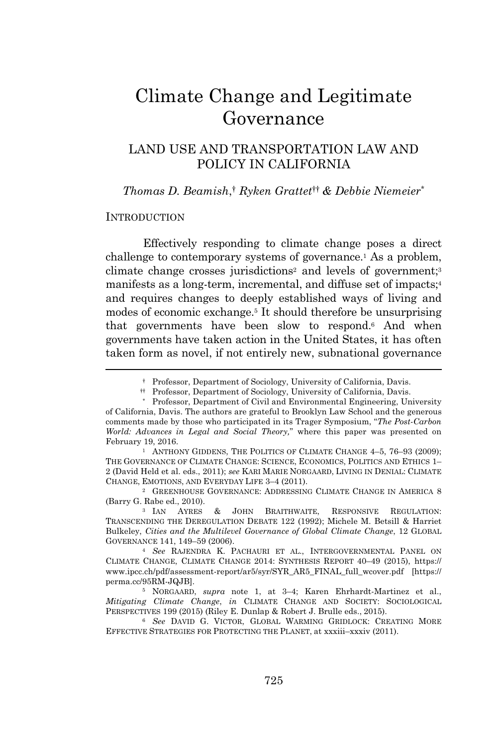# Climate Change and Legitimate Governance

## LAND USE AND TRANSPORTATION LAW AND POLICY IN CALIFORNIA

*Thomas D. Beamish,*[†] *Ryken Grattet*[††] *& Debbie Niemeier*[*]

### INTRODUCTION

Effectively responding to climate change poses a direct challenge to contemporary systems of governance.[1] As a problem, climate change crosses jurisdictions[2] and levels of government;[3] manifests as a long-term, incremental, and diffuse set of impacts;[4] and requires changes to deeply established ways of living and modes of economic exchange.[5] It should therefore be unsurprising that governments have been slow to respond.[6] And when governments have taken action in the United States, it has often taken form as novel, if not entirely new, subnational governance

---

[†] Professor, Department of Sociology, University of California, Davis.

[††] Professor, Department of Sociology, University of California, Davis.

[*] Professor, Department of Civil and Environmental Engineering, University of California, Davis. The authors are grateful to Brooklyn Law School and the generous comments made by those who participated in its Trager Symposium, "*The Post-Carbon World: Advances in Legal and Social Theory,*" where this paper was presented on February 19, 2016.

[1] ANTHONY GIDDENS, THE POLITICS OF CLIMATE CHANGE 4–5, 76–93 (2009); THE GOVERNANCE OF CLIMATE CHANGE: SCIENCE, ECONOMICS, POLITICS AND ETHICS 1–2 (David Held et al. eds., 2011); *see* KARI MARIE NORGAARD, LIVING IN DENIAL: CLIMATE CHANGE, EMOTIONS, AND EVERYDAY LIFE 3–4 (2011).

[2] GREENHOUSE GOVERNANCE: ADDRESSING CLIMATE CHANGE IN AMERICA 8 (Barry G. Rabe ed., 2010).

[3] IAN AYRES & JOHN BRAITHWAITE, RESPONSIVE REGULATION: TRANSCENDING THE DEREGULATION DEBATE 122 (1992); Michele M. Betsill & Harriet Bulkeley, *Cities and the Multilevel Governance of Global Climate Change*, 12 GLOBAL GOVERNANCE 141, 149–59 (2006).

[4] *See* RAJENDRA K. PACHAURI ET AL., INTERGOVERNMENTAL PANEL ON CLIMATE CHANGE, CLIMATE CHANGE 2014: SYNTHESIS REPORT 40–49 (2015), https://www.ipcc.ch/pdf/assessment-report/ar5/syr/SYR_AR5_FINAL_full_wcover.pdf [https://perma.cc/95RM-JQJB].

[5] NORGAARD, *supra* note 1, at 3–4; Karen Ehrhardt-Martinez et al., *Mitigating Climate Change*, *in* CLIMATE CHANGE AND SOCIETY: SOCIOLOGICAL PERSPECTIVES 199 (2015) (Riley E. Dunlap & Robert J. Brulle eds., 2015).

[6] *See* DAVID G. VICTOR, GLOBAL WARMING GRIDLOCK: CREATING MORE EFFECTIVE STRATEGIES FOR PROTECTING THE PLANET, at xxxiii–xxxiv (2011).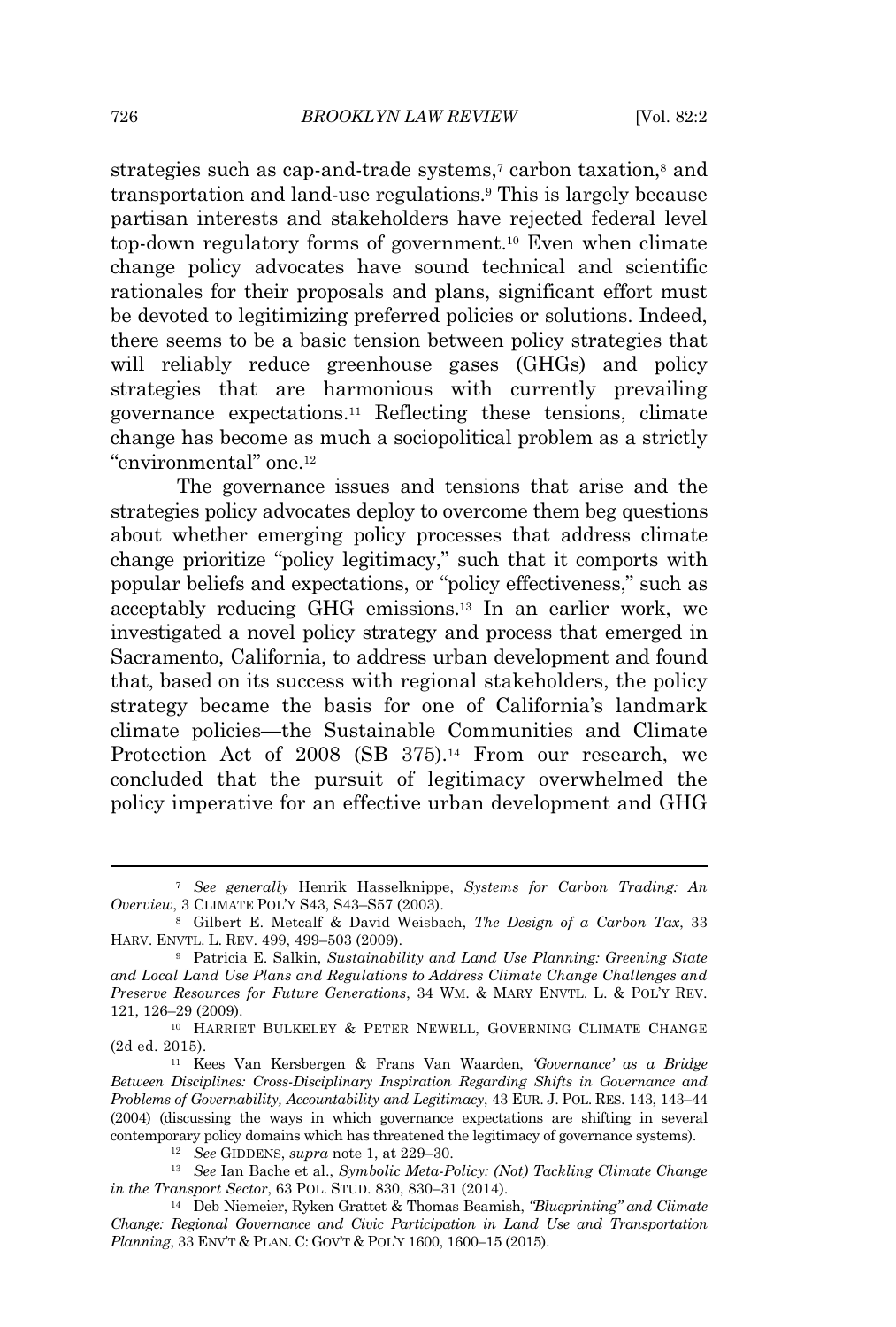strategies such as cap-and-trade systems,[7] carbon taxation,[8] and transportation and land-use regulations.[9] This is largely because partisan interests and stakeholders have rejected federal level top-down regulatory forms of government.[10] Even when climate change policy advocates have sound technical and scientific rationales for their proposals and plans, significant effort must be devoted to legitimizing preferred policies or solutions. Indeed, there seems to be a basic tension between policy strategies that will reliably reduce greenhouse gases (GHGs) and policy strategies that are harmonious with currently prevailing governance expectations.[11] Reflecting these tensions, climate change has become as much a sociopolitical problem as a strictly "environmental" one.[12]

The governance issues and tensions that arise and the strategies policy advocates deploy to overcome them beg questions about whether emerging policy processes that address climate change prioritize "policy legitimacy," such that it comports with popular beliefs and expectations, or "policy effectiveness," such as acceptably reducing GHG emissions.[13] In an earlier work, we investigated a novel policy strategy and process that emerged in Sacramento, California, to address urban development and found that, based on its success with regional stakeholders, the policy strategy became the basis for one of California's landmark climate policies—the Sustainable Communities and Climate Protection Act of 2008 (SB 375).[14] From our research, we concluded that the pursuit of legitimacy overwhelmed the policy imperative for an effective urban development and GHG

---

[7] *See generally* Henrik Hasselknippe, *Systems for Carbon Trading: An Overview*, 3 CLIMATE POL'Y S43, S43–S57 (2003).

[8] Gilbert E. Metcalf & David Weisbach, *The Design of a Carbon Tax*, 33 HARV. ENVTL. L. REV. 499, 499–503 (2009).

[9] Patricia E. Salkin, *Sustainability and Land Use Planning: Greening State and Local Land Use Plans and Regulations to Address Climate Change Challenges and Preserve Resources for Future Generations*, 34 WM. & MARY ENVTL. L. & POL'Y REV. 121, 126–29 (2009).

[10] HARRIET BULKELEY & PETER NEWELL, GOVERNING CLIMATE CHANGE (2d ed. 2015).

[11] Kees Van Kersbergen & Frans Van Waarden, *'Governance' as a Bridge Between Disciplines: Cross-Disciplinary Inspiration Regarding Shifts in Governance and Problems of Governability, Accountability and Legitimacy*, 43 EUR. J. POL. RES. 143, 143–44 (2004) (discussing the ways in which governance expectations are shifting in several contemporary policy domains which has threatened the legitimacy of governance systems).

[12] *See* GIDDENS, *supra* note 1, at 229–30.

[13] *See* Ian Bache et al., *Symbolic Meta-Policy: (Not) Tackling Climate Change in the Transport Sector*, 63 POL. STUD. 830, 830–31 (2014).

[14] Deb Niemeier, Ryken Grattet & Thomas Beamish, *"Blueprinting" and Climate Change: Regional Governance and Civic Participation in Land Use and Transportation Planning*, 33 ENV'T & PLAN. C: GOV'T & POL'Y 1600, 1600–15 (2015).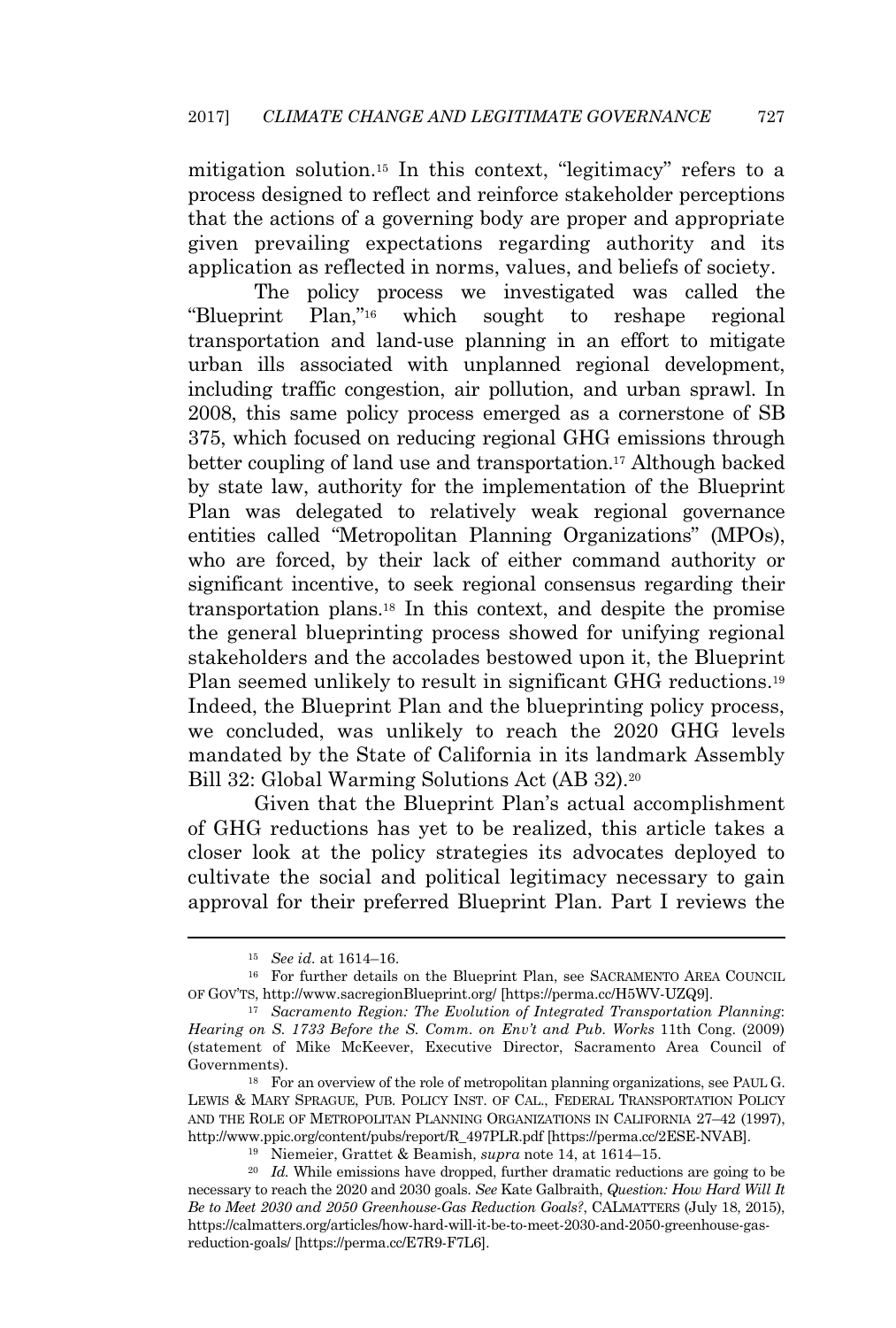mitigation solution.[15] In this context, "legitimacy" refers to a process designed to reflect and reinforce stakeholder perceptions that the actions of a governing body are proper and appropriate given prevailing expectations regarding authority and its application as reflected in norms, values, and beliefs of society.

The policy process we investigated was called the "Blueprint Plan,"[16] which sought to reshape regional transportation and land-use planning in an effort to mitigate urban ills associated with unplanned regional development, including traffic congestion, air pollution, and urban sprawl. In 2008, this same policy process emerged as a cornerstone of SB 375, which focused on reducing regional GHG emissions through better coupling of land use and transportation.[17] Although backed by state law, authority for the implementation of the Blueprint Plan was delegated to relatively weak regional governance entities called "Metropolitan Planning Organizations" (MPOs), who are forced, by their lack of either command authority or significant incentive, to seek regional consensus regarding their transportation plans.[18] In this context, and despite the promise the general blueprinting process showed for unifying regional stakeholders and the accolades bestowed upon it, the Blueprint Plan seemed unlikely to result in significant GHG reductions.[19] Indeed, the Blueprint Plan and the blueprinting policy process, we concluded, was unlikely to reach the 2020 GHG levels mandated by the State of California in its landmark Assembly Bill 32: Global Warming Solutions Act (AB 32).[20]

Given that the Blueprint Plan's actual accomplishment of GHG reductions has yet to be realized, this article takes a closer look at the policy strategies its advocates deployed to cultivate the social and political legitimacy necessary to gain approval for their preferred Blueprint Plan. Part I reviews the

---

[15] *See id.* at 1614–16.

[16] For further details on the Blueprint Plan, see SACRAMENTO AREA COUNCIL OF GOV'TS, http://www.sacregionBlueprint.org/ [https://perma.cc/H5WV-UZQ9].

[17] *Sacramento Region: The Evolution of Integrated Transportation Planning*: *Hearing on S. 1733 Before the S. Comm. on Env't and Pub. Works* 11th Cong. (2009) (statement of Mike McKeever, Executive Director, Sacramento Area Council of Governments).

[18] For an overview of the role of metropolitan planning organizations, see PAUL G. LEWIS & MARY SPRAGUE, PUB. POLICY INST. OF CAL., FEDERAL TRANSPORTATION POLICY AND THE ROLE OF METROPOLITAN PLANNING ORGANIZATIONS IN CALIFORNIA 27–42 (1997), http://www.ppic.org/content/pubs/report/R_497PLR.pdf [https://perma.cc/2ESE-NVAB].

[19] Niemeier, Grattet & Beamish, *supra* note 14, at 1614–15.

[20] *Id.* While emissions have dropped, further dramatic reductions are going to be necessary to reach the 2020 and 2030 goals. *See* Kate Galbraith, *Question: How Hard Will It Be to Meet 2030 and 2050 Greenhouse-Gas Reduction Goals?*, CALMATTERS (July 18, 2015), https://calmatters.org/articles/how-hard-will-it-be-to-meet-2030-and-2050-greenhouse-gas-reduction-goals/ [https://perma.cc/E7R9-F7L6].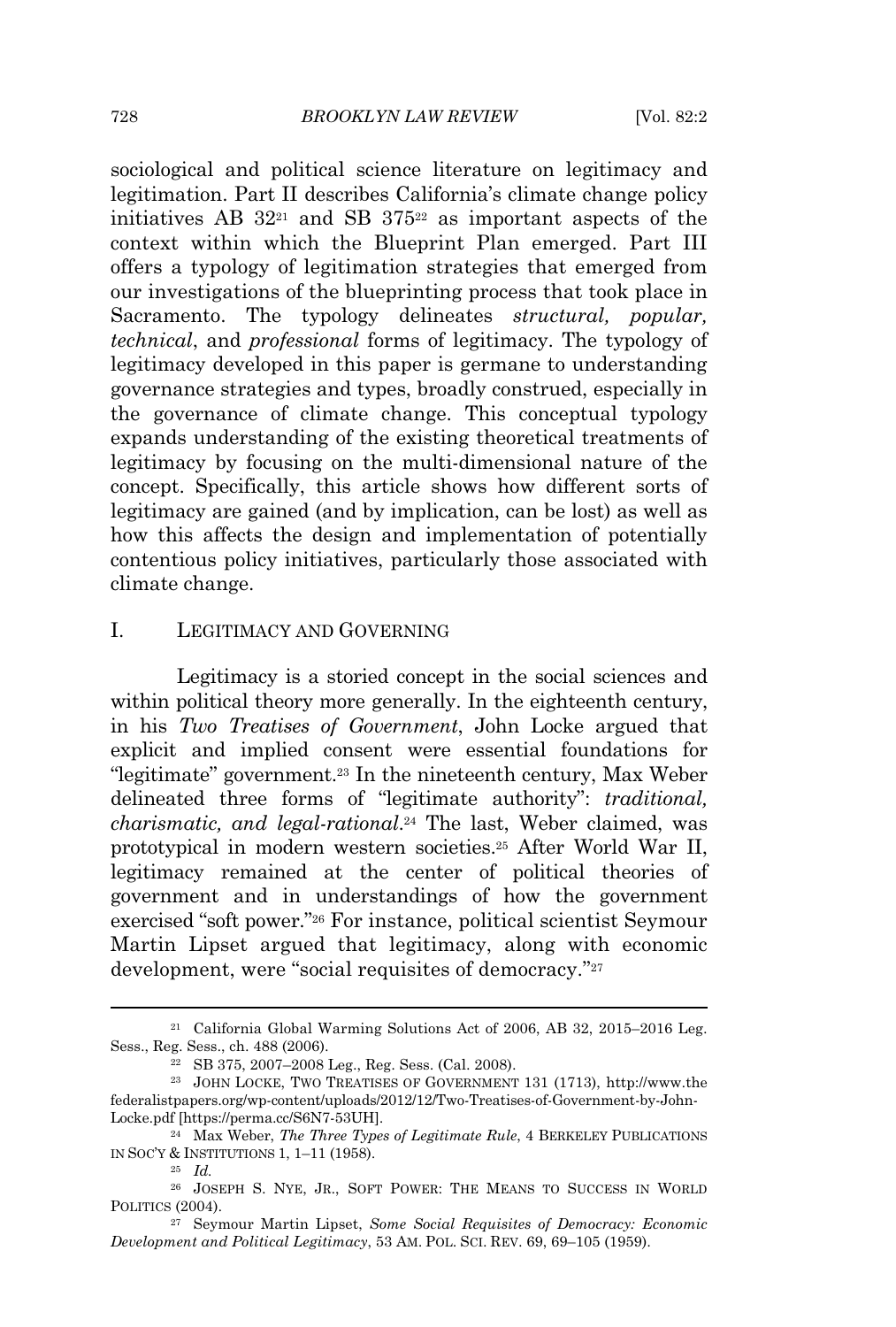sociological and political science literature on legitimacy and legitimation. Part II describes California's climate change policy initiatives AB 32[21] and SB 375[22] as important aspects of the context within which the Blueprint Plan emerged. Part III offers a typology of legitimation strategies that emerged from our investigations of the blueprinting process that took place in Sacramento. The typology delineates *structural, popular, technical*, and *professional* forms of legitimacy. The typology of legitimacy developed in this paper is germane to understanding governance strategies and types, broadly construed, especially in the governance of climate change. This conceptual typology expands understanding of the existing theoretical treatments of legitimacy by focusing on the multi-dimensional nature of the concept. Specifically, this article shows how different sorts of legitimacy are gained (and by implication, can be lost) as well as how this affects the design and implementation of potentially contentious policy initiatives, particularly those associated with climate change.

## I. LEGITIMACY AND GOVERNING

Legitimacy is a storied concept in the social sciences and within political theory more generally. In the eighteenth century, in his *Two Treatises of Government*, John Locke argued that explicit and implied consent were essential foundations for "legitimate" government.[23] In the nineteenth century, Max Weber delineated three forms of "legitimate authority": *traditional, charismatic, and legal-rational*.[24] The last, Weber claimed, was prototypical in modern western societies.[25] After World War II, legitimacy remained at the center of political theories of government and in understandings of how the government exercised "soft power."[26] For instance, political scientist Seymour Martin Lipset argued that legitimacy, along with economic development, were "social requisites of democracy."[27]

---

[21] California Global Warming Solutions Act of 2006, AB 32, 2015–2016 Leg. Sess., Reg. Sess., ch. 488 (2006).

[22] SB 375, 2007–2008 Leg., Reg. Sess. (Cal. 2008).

[23] JOHN LOCKE, TWO TREATISES OF GOVERNMENT 131 (1713), http://www.thefederalistpapers.org/wp-content/uploads/2012/12/Two-Treatises-of-Government-by-John-Locke.pdf [https://perma.cc/S6N7-53UH].

[24] Max Weber, *The Three Types of Legitimate Rule*, 4 BERKELEY PUBLICATIONS IN SOC'Y & INSTITUTIONS 1, 1–11 (1958).

[25] *Id.*

[26] JOSEPH S. NYE, JR., SOFT POWER: THE MEANS TO SUCCESS IN WORLD POLITICS (2004).

[27] Seymour Martin Lipset, *Some Social Requisites of Democracy: Economic Development and Political Legitimacy*, 53 AM. POL. SCI. REV. 69, 69–105 (1959).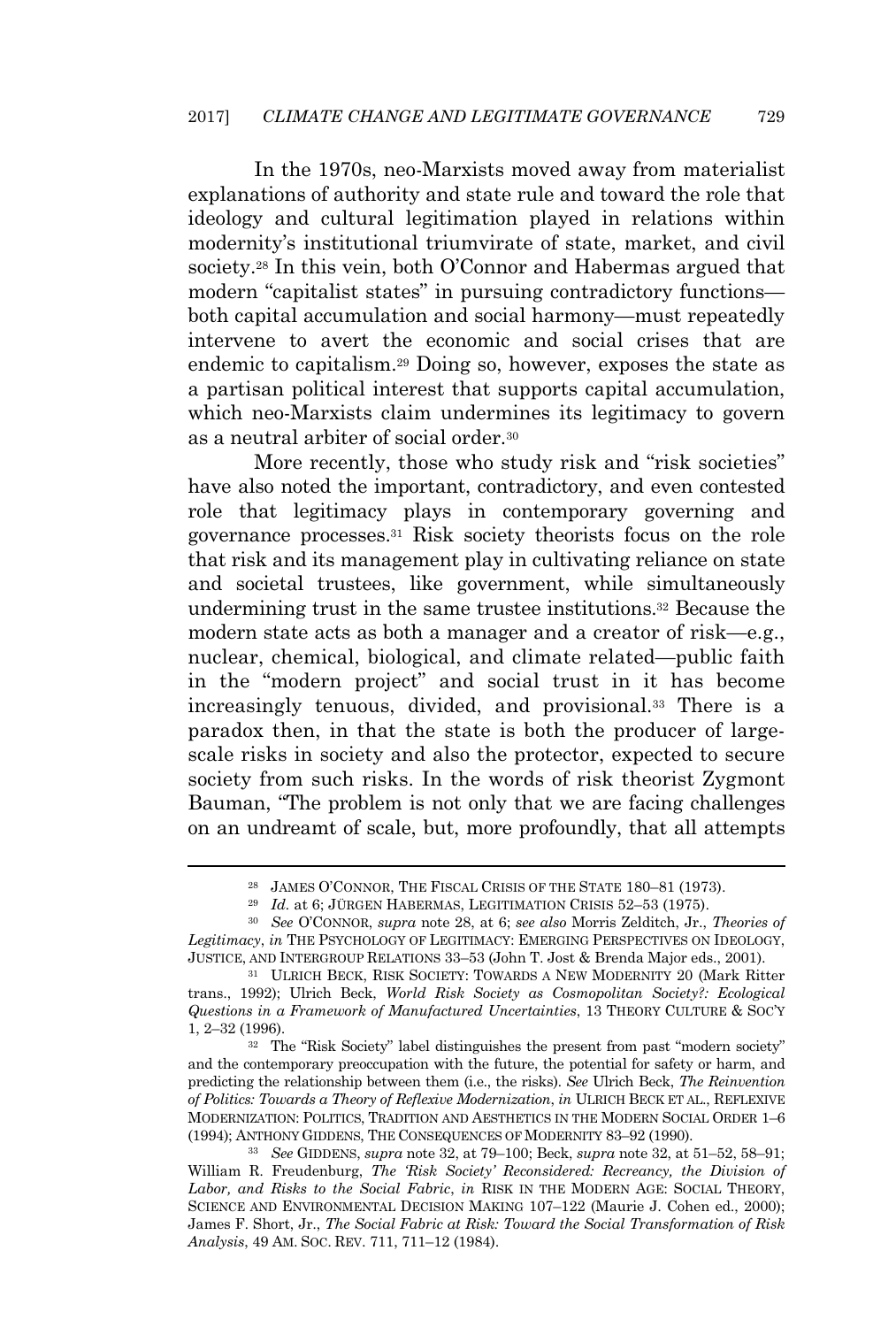In the 1970s, neo-Marxists moved away from materialist explanations of authority and state rule and toward the role that ideology and cultural legitimation played in relations within modernity's institutional triumvirate of state, market, and civil society.[28] In this vein, both O'Connor and Habermas argued that modern "capitalist states" in pursuing contradictory functions—both capital accumulation and social harmony—must repeatedly intervene to avert the economic and social crises that are endemic to capitalism.[29] Doing so, however, exposes the state as a partisan political interest that supports capital accumulation, which neo-Marxists claim undermines its legitimacy to govern as a neutral arbiter of social order.[30]

More recently, those who study risk and "risk societies" have also noted the important, contradictory, and even contested role that legitimacy plays in contemporary governing and governance processes.[31] Risk society theorists focus on the role that risk and its management play in cultivating reliance on state and societal trustees, like government, while simultaneously undermining trust in the same trustee institutions.[32] Because the modern state acts as both a manager and a creator of risk—e.g., nuclear, chemical, biological, and climate related—public faith in the "modern project" and social trust in it has become increasingly tenuous, divided, and provisional.[33] There is a paradox then, in that the state is both the producer of large-scale risks in society and also the protector, expected to secure society from such risks. In the words of risk theorist Zygmont Bauman, "The problem is not only that we are facing challenges on an undreamt of scale, but, more profoundly, that all attempts

---

[28] JAMES O'CONNOR, THE FISCAL CRISIS OF THE STATE 180–81 (1973).

[29] *Id.* at 6; JÜRGEN HABERMAS, LEGITIMATION CRISIS 52–53 (1975).

[30] *See* O'CONNOR, *supra* note 28, at 6; *see also* Morris Zelditch, Jr., *Theories of Legitimacy*, *in* THE PSYCHOLOGY OF LEGITIMACY: EMERGING PERSPECTIVES ON IDEOLOGY, JUSTICE, AND INTERGROUP RELATIONS 33–53 (John T. Jost & Brenda Major eds., 2001).

[31] ULRICH BECK, RISK SOCIETY: TOWARDS A NEW MODERNITY 20 (Mark Ritter trans., 1992); Ulrich Beck, *World Risk Society as Cosmopolitan Society?: Ecological Questions in a Framework of Manufactured Uncertainties*, 13 THEORY CULTURE & SOC'Y 1, 2–32 (1996).

[32] The "Risk Society" label distinguishes the present from past "modern society" and the contemporary preoccupation with the future, the potential for safety or harm, and predicting the relationship between them (i.e., the risks). *See* Ulrich Beck, *The Reinvention of Politics: Towards a Theory of Reflexive Modernization*, *in* ULRICH BECK ET AL., REFLEXIVE MODERNIZATION: POLITICS, TRADITION AND AESTHETICS IN THE MODERN SOCIAL ORDER 1–6 (1994); ANTHONY GIDDENS, THE CONSEQUENCES OF MODERNITY 83–92 (1990).

[33] *See* GIDDENS, *supra* note 32, at 79–100; Beck, *supra* note 32, at 51–52, 58–91; William R. Freudenburg, *The 'Risk Society' Reconsidered: Recreancy, the Division of Labor, and Risks to the Social Fabric*, *in* RISK IN THE MODERN AGE: SOCIAL THEORY, SCIENCE AND ENVIRONMENTAL DECISION MAKING 107–122 (Maurie J. Cohen ed., 2000); James F. Short, Jr., *The Social Fabric at Risk: Toward the Social Transformation of Risk Analysis*, 49 AM. SOC. REV. 711, 711–12 (1984).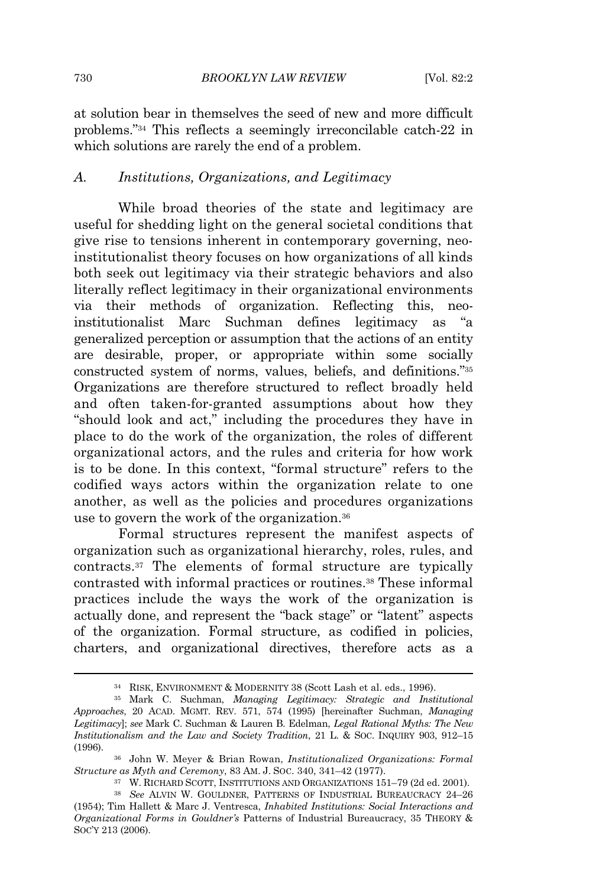at solution bear in themselves the seed of new and more difficult problems."[34] This reflects a seemingly irreconcilable catch-22 in which solutions are rarely the end of a problem.

### A. *Institutions, Organizations, and Legitimacy*

While broad theories of the state and legitimacy are useful for shedding light on the general societal conditions that give rise to tensions inherent in contemporary governing, neo-institutionalist theory focuses on how organizations of all kinds both seek out legitimacy via their strategic behaviors and also literally reflect legitimacy in their organizational environments via their methods of organization. Reflecting this, neo-institutionalist Marc Suchman defines legitimacy as "a generalized perception or assumption that the actions of an entity are desirable, proper, or appropriate within some socially constructed system of norms, values, beliefs, and definitions."[35] Organizations are therefore structured to reflect broadly held and often taken-for-granted assumptions about how they "should look and act," including the procedures they have in place to do the work of the organization, the roles of different organizational actors, and the rules and criteria for how work is to be done. In this context, "formal structure" refers to the codified ways actors within the organization relate to one another, as well as the policies and procedures organizations use to govern the work of the organization.[36]

Formal structures represent the manifest aspects of organization such as organizational hierarchy, roles, rules, and contracts.[37] The elements of formal structure are typically contrasted with informal practices or routines.[38] These informal practices include the ways the work of the organization is actually done, and represent the "back stage" or "latent" aspects of the organization. Formal structure, as codified in policies, charters, and organizational directives, therefore acts as a

---

[34] RISK, ENVIRONMENT & MODERNITY 38 (Scott Lash et al. eds., 1996).

[35] Mark C. Suchman, *Managing Legitimacy: Strategic and Institutional Approaches*, 20 ACAD. MGMT. REV. 571, 574 (1995) [hereinafter Suchman, *Managing Legitimacy*]; *see* Mark C. Suchman & Lauren B. Edelman, *Legal Rational Myths: The New Institutionalism and the Law and Society Tradition*, 21 L. & SOC. INQUIRY 903, 912–15 (1996).

[36] John W. Meyer & Brian Rowan, *Institutionalized Organizations: Formal Structure as Myth and Ceremony*, 83 AM. J. SOC. 340, 341–42 (1977).

[37] W. RICHARD SCOTT, INSTITUTIONS AND ORGANIZATIONS 151–79 (2d ed. 2001).

[38] *See* ALVIN W. GOULDNER, PATTERNS OF INDUSTRIAL BUREAUCRACY 24–26 (1954); Tim Hallett & Marc J. Ventresca, *Inhabited Institutions: Social Interactions and Organizational Forms in Gouldner's* Patterns of Industrial Bureaucracy, 35 THEORY & SOC'Y 213 (2006).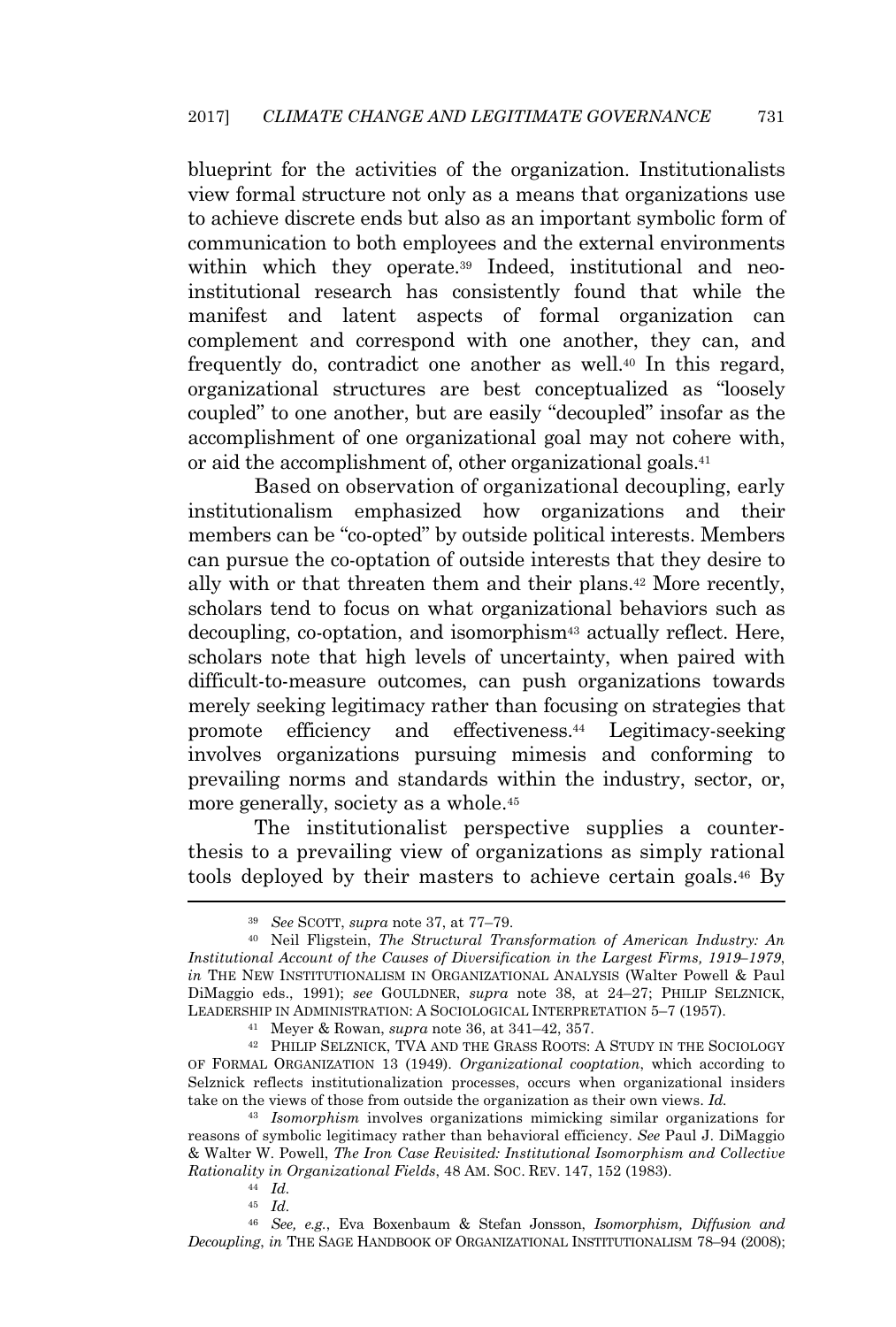blueprint for the activities of the organization. Institutionalists view formal structure not only as a means that organizations use to achieve discrete ends but also as an important symbolic form of communication to both employees and the external environments within which they operate.[39] Indeed, institutional and neo-institutional research has consistently found that while the manifest and latent aspects of formal organization can complement and correspond with one another, they can, and frequently do, contradict one another as well.[40] In this regard, organizational structures are best conceptualized as "loosely coupled" to one another, but are easily "decoupled" insofar as the accomplishment of one organizational goal may not cohere with, or aid the accomplishment of, other organizational goals.[41]

Based on observation of organizational decoupling, early institutionalism emphasized how organizations and their members can be "co-opted" by outside political interests. Members can pursue the co-optation of outside interests that they desire to ally with or that threaten them and their plans.[42] More recently, scholars tend to focus on what organizational behaviors such as decoupling, co-optation, and isomorphism[43] actually reflect. Here, scholars note that high levels of uncertainty, when paired with difficult-to-measure outcomes, can push organizations towards merely seeking legitimacy rather than focusing on strategies that promote efficiency and effectiveness.[44] Legitimacy-seeking involves organizations pursuing mimesis and conforming to prevailing norms and standards within the industry, sector, or, more generally, society as a whole.[45]

The institutionalist perspective supplies a counter-thesis to a prevailing view of organizations as simply rational tools deployed by their masters to achieve certain goals.[46] By

---

[39] *See* SCOTT, *supra* note 37, at 77–79.

[40] Neil Fligstein, *The Structural Transformation of American Industry: An Institutional Account of the Causes of Diversification in the Largest Firms, 1919–1979*, *in* THE NEW INSTITUTIONALISM IN ORGANIZATIONAL ANALYSIS (Walter Powell & Paul DiMaggio eds., 1991); *see* GOULDNER, *supra* note 38, at 24–27; PHILIP SELZNICK, LEADERSHIP IN ADMINISTRATION: A SOCIOLOGICAL INTERPRETATION 5–7 (1957).

[41] Meyer & Rowan, *supra* note 36, at 341–42, 357.

[42] PHILIP SELZNICK, TVA AND THE GRASS ROOTS: A STUDY IN THE SOCIOLOGY OF FORMAL ORGANIZATION 13 (1949). *Organizational cooptation*, which according to Selznick reflects institutionalization processes, occurs when organizational insiders take on the views of those from outside the organization as their own views. *Id.*

[43] *Isomorphism* involves organizations mimicking similar organizations for reasons of symbolic legitimacy rather than behavioral efficiency. *See* Paul J. DiMaggio & Walter W. Powell, *The Iron Case Revisited: Institutional Isomorphism and Collective Rationality in Organizational Fields*, 48 AM. SOC. REV. 147, 152 (1983).

[44] *Id.*

[45] *Id.*

[46] *See, e.g.*, Eva Boxenbaum & Stefan Jonsson, *Isomorphism, Diffusion and Decoupling*, *in* THE SAGE HANDBOOK OF ORGANIZATIONAL INSTITUTIONALISM 78–94 (2008);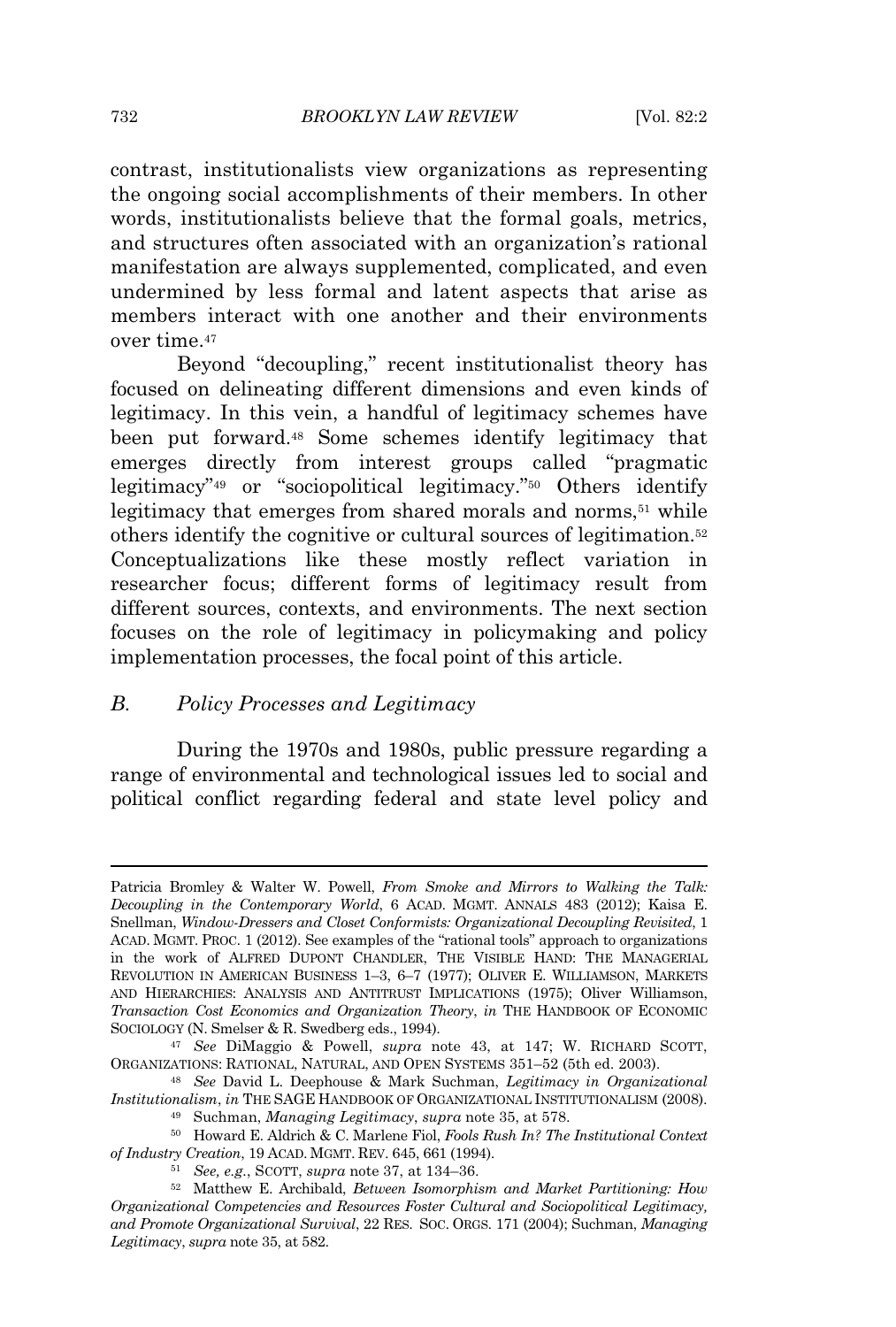contrast, institutionalists view organizations as representing the ongoing social accomplishments of their members. In other words, institutionalists believe that the formal goals, metrics, and structures often associated with an organization's rational manifestation are always supplemented, complicated, and even undermined by less formal and latent aspects that arise as members interact with one another and their environments over time.[47]

Beyond "decoupling," recent institutionalist theory has focused on delineating different dimensions and even kinds of legitimacy. In this vein, a handful of legitimacy schemes have been put forward.[48] Some schemes identify legitimacy that emerges directly from interest groups called "pragmatic legitimacy"[49] or "sociopolitical legitimacy."[50] Others identify legitimacy that emerges from shared morals and norms,[51] while others identify the cognitive or cultural sources of legitimation.[52] Conceptualizations like these mostly reflect variation in researcher focus; different forms of legitimacy result from different sources, contexts, and environments. The next section focuses on the role of legitimacy in policymaking and policy implementation processes, the focal point of this article.

### B. *Policy Processes and Legitimacy*

During the 1970s and 1980s, public pressure regarding a range of environmental and technological issues led to social and political conflict regarding federal and state level policy and

---

Patricia Bromley & Walter W. Powell, *From Smoke and Mirrors to Walking the Talk: Decoupling in the Contemporary World*, 6 ACAD. MGMT. ANNALS 483 (2012); Kaisa E. Snellman, *Window-Dressers and Closet Conformists: Organizational Decoupling Revisited*, 1 ACAD. MGMT. PROC. 1 (2012). See examples of the "rational tools" approach to organizations in the work of ALFRED DUPONT CHANDLER, THE VISIBLE HAND: THE MANAGERIAL REVOLUTION IN AMERICAN BUSINESS 1–3, 6–7 (1977); OLIVER E. WILLIAMSON, MARKETS AND HIERARCHIES: ANALYSIS AND ANTITRUST IMPLICATIONS (1975); Oliver Williamson, *Transaction Cost Economics and Organization Theory*, *in* THE HANDBOOK OF ECONOMIC SOCIOLOGY (N. Smelser & R. Swedberg eds., 1994).

[47] *See* DiMaggio & Powell, *supra* note 43, at 147; W. RICHARD SCOTT, ORGANIZATIONS: RATIONAL, NATURAL, AND OPEN SYSTEMS 351–52 (5th ed. 2003).

[48] *See* David L. Deephouse & Mark Suchman, *Legitimacy in Organizational Institutionalism*, *in* THE SAGE HANDBOOK OF ORGANIZATIONAL INSTITUTIONALISM (2008).

[49] Suchman, *Managing Legitimacy*, *supra* note 35, at 578.

[50] Howard E. Aldrich & C. Marlene Fiol, *Fools Rush In? The Institutional Context of Industry Creation*, 19 ACAD. MGMT. REV. 645, 661 (1994).

[51] *See, e.g.*, SCOTT, *supra* note 37, at 134–36.

[52] Matthew E. Archibald, *Between Isomorphism and Market Partitioning: How Organizational Competencies and Resources Foster Cultural and Sociopolitical Legitimacy, and Promote Organizational Survival*, 22 RES. SOC. ORGS. 171 (2004); Suchman, *Managing Legitimacy*, *supra* note 35, at 582.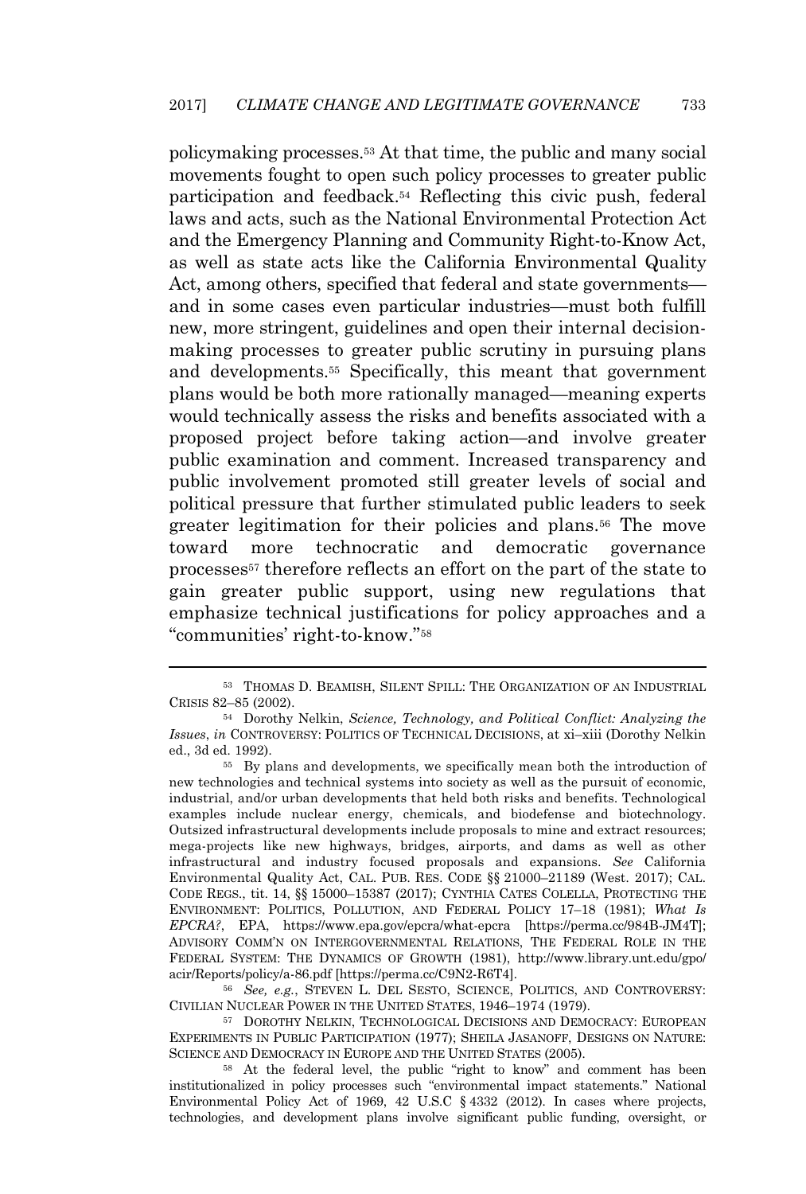policymaking processes.[53] At that time, the public and many social movements fought to open such policy processes to greater public participation and feedback.[54] Reflecting this civic push, federal laws and acts, such as the National Environmental Protection Act and the Emergency Planning and Community Right-to-Know Act, as well as state acts like the California Environmental Quality Act, among others, specified that federal and state governments—and in some cases even particular industries—must both fulfill new, more stringent, guidelines and open their internal decision-making processes to greater public scrutiny in pursuing plans and developments.[55] Specifically, this meant that government plans would be both more rationally managed—meaning experts would technically assess the risks and benefits associated with a proposed project before taking action—and involve greater public examination and comment. Increased transparency and public involvement promoted still greater levels of social and political pressure that further stimulated public leaders to seek greater legitimation for their policies and plans.[56] The move toward more technocratic and democratic governance processes[57] therefore reflects an effort on the part of the state to gain greater public support, using new regulations that emphasize technical justifications for policy approaches and a "communities' right-to-know."[58]

---

[53] THOMAS D. BEAMISH, SILENT SPILL: THE ORGANIZATION OF AN INDUSTRIAL CRISIS 82–85 (2002).

[54] Dorothy Nelkin, *Science, Technology, and Political Conflict: Analyzing the Issues*, *in* CONTROVERSY: POLITICS OF TECHNICAL DECISIONS, at xi–xiii (Dorothy Nelkin ed., 3d ed. 1992).

[55] By plans and developments, we specifically mean both the introduction of new technologies and technical systems into society as well as the pursuit of economic, industrial, and/or urban developments that held both risks and benefits. Technological examples include nuclear energy, chemicals, and biodefense and biotechnology. Outsized infrastructural developments include proposals to mine and extract resources; mega-projects like new highways, bridges, airports, and dams as well as other infrastructural and industry focused proposals and expansions. *See* California Environmental Quality Act, CAL. PUB. RES. CODE §§ 21000–21189 (West. 2017); CAL. CODE REGS., tit. 14, §§ 15000–15387 (2017); CYNTHIA CATES COLELLA, PROTECTING THE ENVIRONMENT: POLITICS, POLLUTION, AND FEDERAL POLICY 17–18 (1981); *What Is EPCRA?*, EPA, https://www.epa.gov/epcra/what-epcra [https://perma.cc/984B-JM4T]; ADVISORY COMM'N ON INTERGOVERNMENTAL RELATIONS, THE FEDERAL ROLE IN THE FEDERAL SYSTEM: THE DYNAMICS OF GROWTH (1981), http://www.library.unt.edu/gpo/acir/Reports/policy/a-86.pdf [https://perma.cc/C9N2-R6T4].

[56] *See, e.g.*, STEVEN L. DEL SESTO, SCIENCE, POLITICS, AND CONTROVERSY: CIVILIAN NUCLEAR POWER IN THE UNITED STATES, 1946–1974 (1979).

[57] DOROTHY NELKIN, TECHNOLOGICAL DECISIONS AND DEMOCRACY: EUROPEAN EXPERIMENTS IN PUBLIC PARTICIPATION (1977); SHEILA JASANOFF, DESIGNS ON NATURE: SCIENCE AND DEMOCRACY IN EUROPE AND THE UNITED STATES (2005).

[58] At the federal level, the public "right to know" and comment has been institutionalized in policy processes such "environmental impact statements." National Environmental Policy Act of 1969, 42 U.S.C § 4332 (2012). In cases where projects, technologies, and development plans involve significant public funding, oversight, or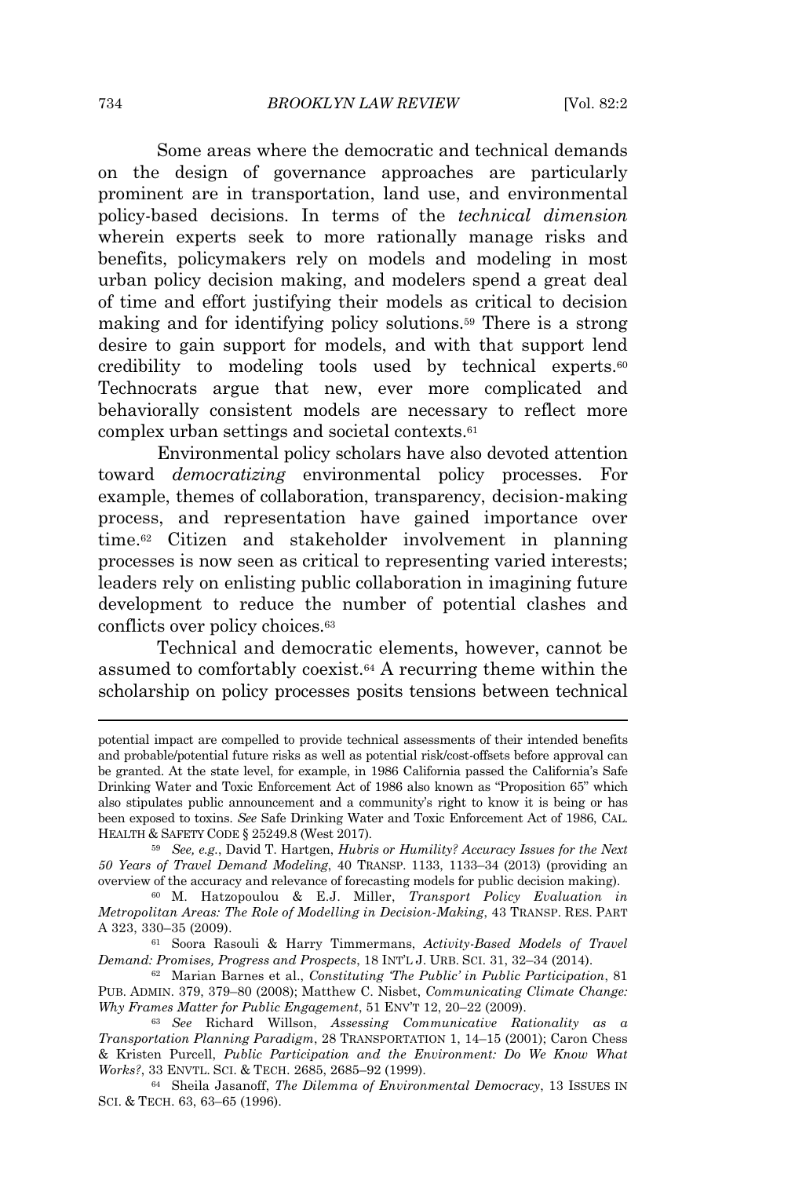Some areas where the democratic and technical demands on the design of governance approaches are particularly prominent are in transportation, land use, and environmental policy-based decisions. In terms of the *technical dimension* wherein experts seek to more rationally manage risks and benefits, policymakers rely on models and modeling in most urban policy decision making, and modelers spend a great deal of time and effort justifying their models as critical to decision making and for identifying policy solutions.[59] There is a strong desire to gain support for models, and with that support lend credibility to modeling tools used by technical experts.[60] Technocrats argue that new, ever more complicated and behaviorally consistent models are necessary to reflect more complex urban settings and societal contexts.[61]

Environmental policy scholars have also devoted attention toward *democratizing* environmental policy processes. For example, themes of collaboration, transparency, decision-making process, and representation have gained importance over time.[62] Citizen and stakeholder involvement in planning processes is now seen as critical to representing varied interests; leaders rely on enlisting public collaboration in imagining future development to reduce the number of potential clashes and conflicts over policy choices.[63]

Technical and democratic elements, however, cannot be assumed to comfortably coexist.[64] A recurring theme within the scholarship on policy processes posits tensions between technical

---

potential impact are compelled to provide technical assessments of their intended benefits and probable/potential future risks as well as potential risk/cost-offsets before approval can be granted. At the state level, for example, in 1986 California passed the California's Safe Drinking Water and Toxic Enforcement Act of 1986 also known as "Proposition 65" which also stipulates public announcement and a community's right to know it is being or has been exposed to toxins. *See* Safe Drinking Water and Toxic Enforcement Act of 1986, CAL. HEALTH & SAFETY CODE § 25249.8 (West 2017).

[59] *See, e.g.*, David T. Hartgen, *Hubris or Humility? Accuracy Issues for the Next 50 Years of Travel Demand Modeling*, 40 TRANSP. 1133, 1133–34 (2013) (providing an overview of the accuracy and relevance of forecasting models for public decision making).

[60] M. Hatzopoulou & E.J. Miller, *Transport Policy Evaluation in Metropolitan Areas: The Role of Modelling in Decision-Making*, 43 TRANSP. RES. PART A 323, 330–35 (2009).

[61] Soora Rasouli & Harry Timmermans, *Activity-Based Models of Travel Demand: Promises, Progress and Prospects*, 18 INT'L J. URB. SCI. 31, 32–34 (2014).

[62] Marian Barnes et al., *Constituting 'The Public' in Public Participation*, 81 PUB. ADMIN. 379, 379–80 (2008); Matthew C. Nisbet, *Communicating Climate Change: Why Frames Matter for Public Engagement*, 51 ENV'T 12, 20–22 (2009).

[63] *See* Richard Willson, *Assessing Communicative Rationality as a Transportation Planning Paradigm*, 28 TRANSPORTATION 1, 14–15 (2001); Caron Chess & Kristen Purcell, *Public Participation and the Environment: Do We Know What Works?*, 33 ENVTL. SCI. & TECH. 2685, 2685–92 (1999).

[64] Sheila Jasanoff, *The Dilemma of Environmental Democracy*, 13 ISSUES IN SCI. & TECH. 63, 63–65 (1996).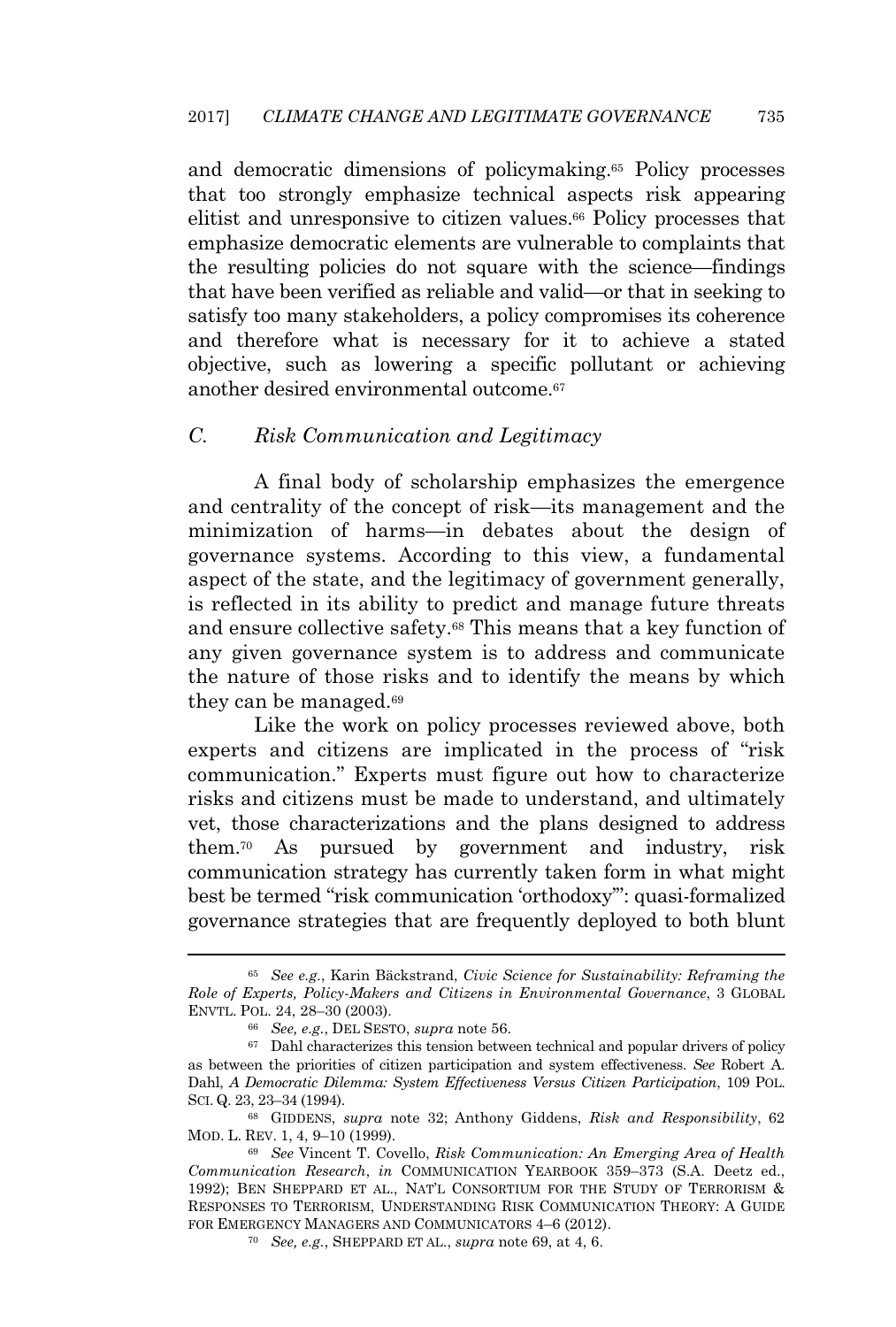and democratic dimensions of policymaking.[65] Policy processes that too strongly emphasize technical aspects risk appearing elitist and unresponsive to citizen values.[66] Policy processes that emphasize democratic elements are vulnerable to complaints that the resulting policies do not square with the science—findings that have been verified as reliable and valid—or that in seeking to satisfy too many stakeholders, a policy compromises its coherence and therefore what is necessary for it to achieve a stated objective, such as lowering a specific pollutant or achieving another desired environmental outcome.[67]

### *C. Risk Communication and Legitimacy*

A final body of scholarship emphasizes the emergence and centrality of the concept of risk—its management and the minimization of harms—in debates about the design of governance systems. According to this view, a fundamental aspect of the state, and the legitimacy of government generally, is reflected in its ability to predict and manage future threats and ensure collective safety.[68] This means that a key function of any given governance system is to address and communicate the nature of those risks and to identify the means by which they can be managed.[69]

Like the work on policy processes reviewed above, both experts and citizens are implicated in the process of "risk communication." Experts must figure out how to characterize risks and citizens must be made to understand, and ultimately vet, those characterizations and the plans designed to address them.[70] As pursued by government and industry, risk communication strategy has currently taken form in what might best be termed "risk communication 'orthodoxy'": quasi-formalized governance strategies that are frequently deployed to both blunt

---

[65] *See e.g.*, Karin Bäckstrand, *Civic Science for Sustainability: Reframing the Role of Experts, Policy-Makers and Citizens in Environmental Governance*, 3 GLOBAL ENVTL. POL. 24, 28–30 (2003).

[66] *See, e.g.*, DEL SESTO, *supra* note 56.

[67] Dahl characterizes this tension between technical and popular drivers of policy as between the priorities of citizen participation and system effectiveness. *See* Robert A. Dahl, *A Democratic Dilemma: System Effectiveness Versus Citizen Participation*, 109 POL. SCI. Q. 23, 23–34 (1994).

[68] GIDDENS, *supra* note 32; Anthony Giddens, *Risk and Responsibility*, 62 MOD. L. REV. 1, 4, 9–10 (1999).

[69] *See* Vincent T. Covello, *Risk Communication: An Emerging Area of Health Communication Research*, *in* COMMUNICATION YEARBOOK 359–373 (S.A. Deetz ed., 1992); BEN SHEPPARD ET AL., NAT'L CONSORTIUM FOR THE STUDY OF TERRORISM & RESPONSES TO TERRORISM, UNDERSTANDING RISK COMMUNICATION THEORY: A GUIDE FOR EMERGENCY MANAGERS AND COMMUNICATORS 4–6 (2012).

[70] *See, e.g.*, SHEPPARD ET AL., *supra* note 69, at 4, 6.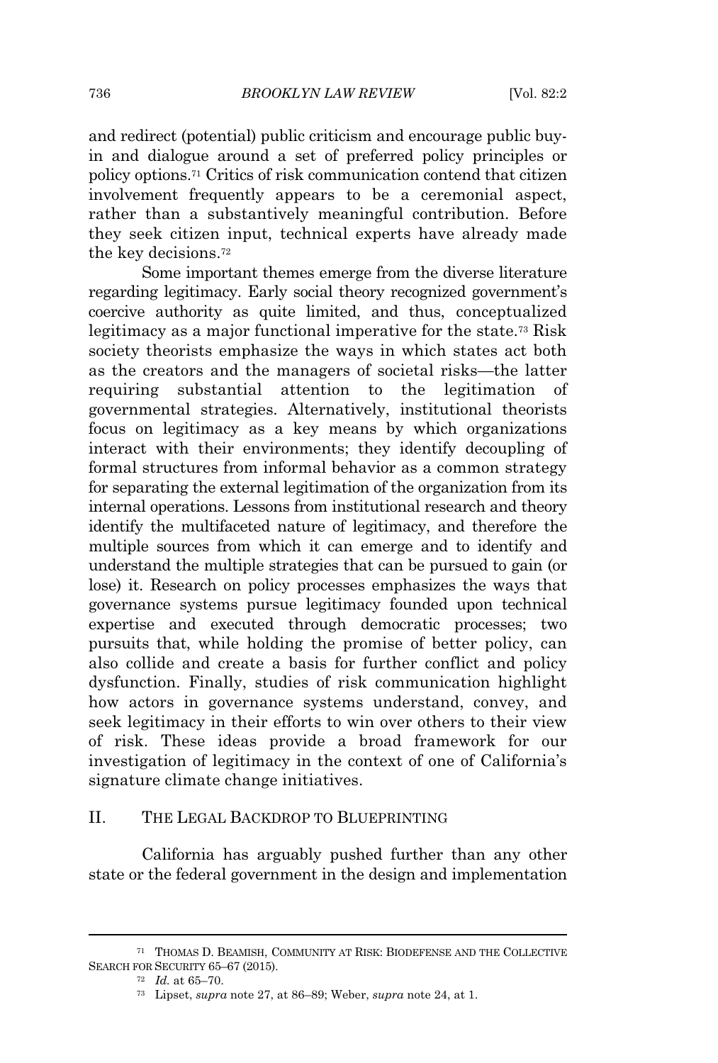and redirect (potential) public criticism and encourage public buy-in and dialogue around a set of preferred policy principles or policy options.[71] Critics of risk communication contend that citizen involvement frequently appears to be a ceremonial aspect, rather than a substantively meaningful contribution. Before they seek citizen input, technical experts have already made the key decisions.[72]

Some important themes emerge from the diverse literature regarding legitimacy. Early social theory recognized government's coercive authority as quite limited, and thus, conceptualized legitimacy as a major functional imperative for the state.[73] Risk society theorists emphasize the ways in which states act both as the creators and the managers of societal risks—the latter requiring substantial attention to the legitimation of governmental strategies. Alternatively, institutional theorists focus on legitimacy as a key means by which organizations interact with their environments; they identify decoupling of formal structures from informal behavior as a common strategy for separating the external legitimation of the organization from its internal operations. Lessons from institutional research and theory identify the multifaceted nature of legitimacy, and therefore the multiple sources from which it can emerge and to identify and understand the multiple strategies that can be pursued to gain (or lose) it. Research on policy processes emphasizes the ways that governance systems pursue legitimacy founded upon technical expertise and executed through democratic processes; two pursuits that, while holding the promise of better policy, can also collide and create a basis for further conflict and policy dysfunction. Finally, studies of risk communication highlight how actors in governance systems understand, convey, and seek legitimacy in their efforts to win over others to their view of risk. These ideas provide a broad framework for our investigation of legitimacy in the context of one of California's signature climate change initiatives.

## II. THE LEGAL BACKDROP TO BLUEPRINTING

California has arguably pushed further than any other state or the federal government in the design and implementation

---

[71] THOMAS D. BEAMISH, COMMUNITY AT RISK: BIODEFENSE AND THE COLLECTIVE SEARCH FOR SECURITY 65–67 (2015).

[72] *Id.* at 65–70.

[73] Lipset, *supra* note 27, at 86–89; Weber, *supra* note 24, at 1.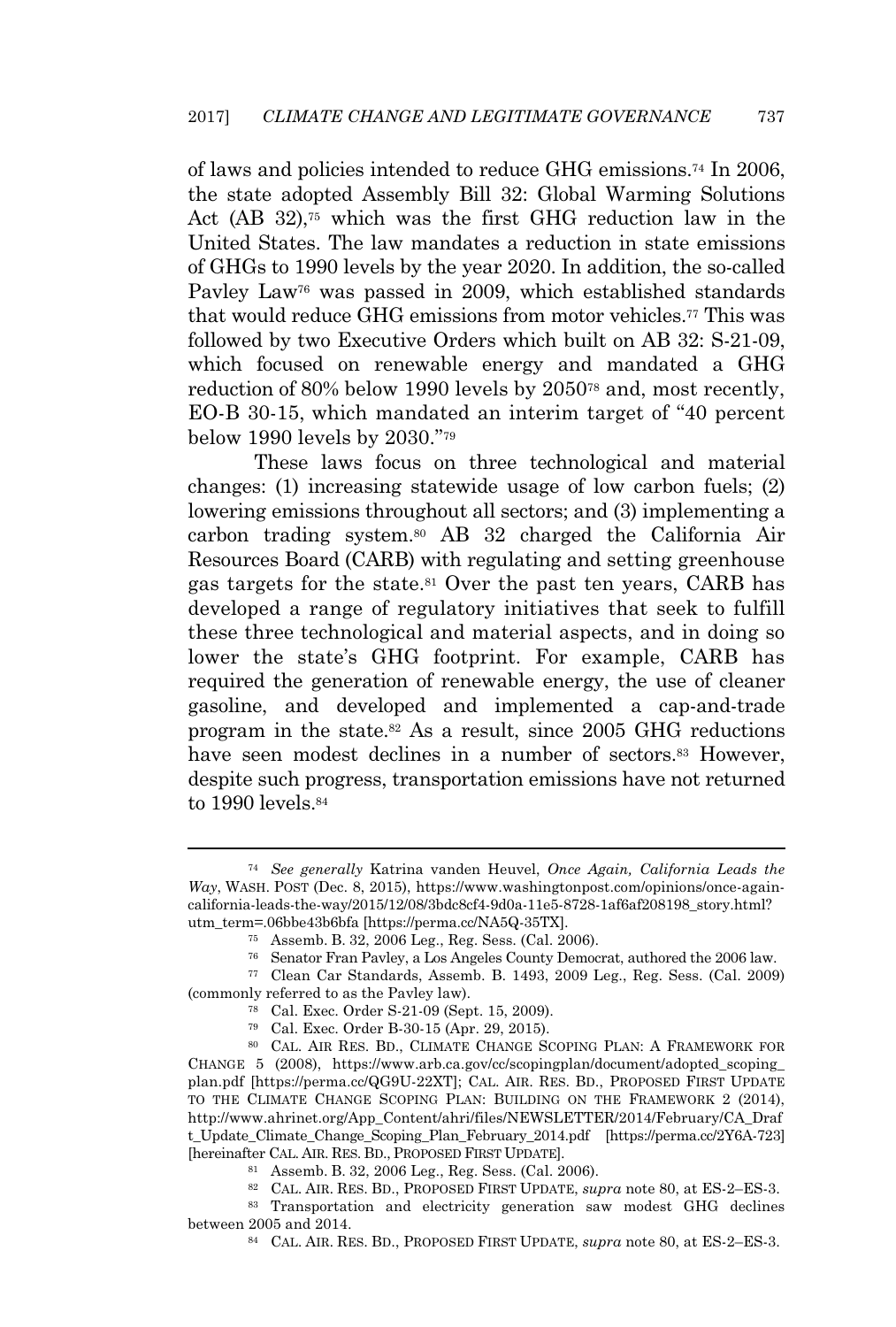of laws and policies intended to reduce GHG emissions.[74] In 2006, the state adopted Assembly Bill 32: Global Warming Solutions Act (AB 32),[75] which was the first GHG reduction law in the United States. The law mandates a reduction in state emissions of GHGs to 1990 levels by the year 2020. In addition, the so-called Pavley Law[76] was passed in 2009, which established standards that would reduce GHG emissions from motor vehicles.[77] This was followed by two Executive Orders which built on AB 32: S-21-09, which focused on renewable energy and mandated a GHG reduction of 80% below 1990 levels by 2050[78] and, most recently, EO-B 30-15, which mandated an interim target of "40 percent below 1990 levels by 2030."[79]

These laws focus on three technological and material changes: (1) increasing statewide usage of low carbon fuels; (2) lowering emissions throughout all sectors; and (3) implementing a carbon trading system.[80] AB 32 charged the California Air Resources Board (CARB) with regulating and setting greenhouse gas targets for the state.[81] Over the past ten years, CARB has developed a range of regulatory initiatives that seek to fulfill these three technological and material aspects, and in doing so lower the state's GHG footprint. For example, CARB has required the generation of renewable energy, the use of cleaner gasoline, and developed and implemented a cap-and-trade program in the state.[82] As a result, since 2005 GHG reductions have seen modest declines in a number of sectors.[83] However, despite such progress, transportation emissions have not returned to 1990 levels.[84]

---

[74] *See generally* Katrina vanden Heuvel, *Once Again, California Leads the Way*, WASH. POST (Dec. 8, 2015), https://www.washingtonpost.com/opinions/once-again-california-leads-the-way/2015/12/08/3bdc8cf4-9d0a-11e5-8728-1af6af208198_story.html?utm_term=.06bbe43b6bfa [https://perma.cc/NA5Q-35TX].

[75] Assemb. B. 32, 2006 Leg., Reg. Sess. (Cal. 2006).

[76] Senator Fran Pavley, a Los Angeles County Democrat, authored the 2006 law.

[77] Clean Car Standards, Assemb. B. 1493, 2009 Leg., Reg. Sess. (Cal. 2009) (commonly referred to as the Pavley law).

[78] Cal. Exec. Order S-21-09 (Sept. 15, 2009).

[79] Cal. Exec. Order B-30-15 (Apr. 29, 2015).

[80] CAL. AIR RES. BD., CLIMATE CHANGE SCOPING PLAN: A FRAMEWORK FOR CHANGE 5 (2008), https://www.arb.ca.gov/cc/scopingplan/document/adopted_scoping_plan.pdf [https://perma.cc/QG9U-22XT]; CAL. AIR. RES. BD., PROPOSED FIRST UPDATE TO THE CLIMATE CHANGE SCOPING PLAN: BUILDING ON THE FRAMEWORK 2 (2014), http://www.ahrinet.org/App_Content/ahri/files/NEWSLETTER/2014/February/CA_Draft_Update_Climate_Change_Scoping_Plan_February_2014.pdf [https://perma.cc/2Y6A-723] [hereinafter CAL. AIR. RES. BD., PROPOSED FIRST UPDATE].

[81] Assemb. B. 32, 2006 Leg., Reg. Sess. (Cal. 2006).

[82] CAL. AIR. RES. BD., PROPOSED FIRST UPDATE, *supra* note 80, at ES-2–ES-3.

[83] Transportation and electricity generation saw modest GHG declines between 2005 and 2014.

[84] CAL. AIR. RES. BD., PROPOSED FIRST UPDATE, *supra* note 80, at ES-2–ES-3.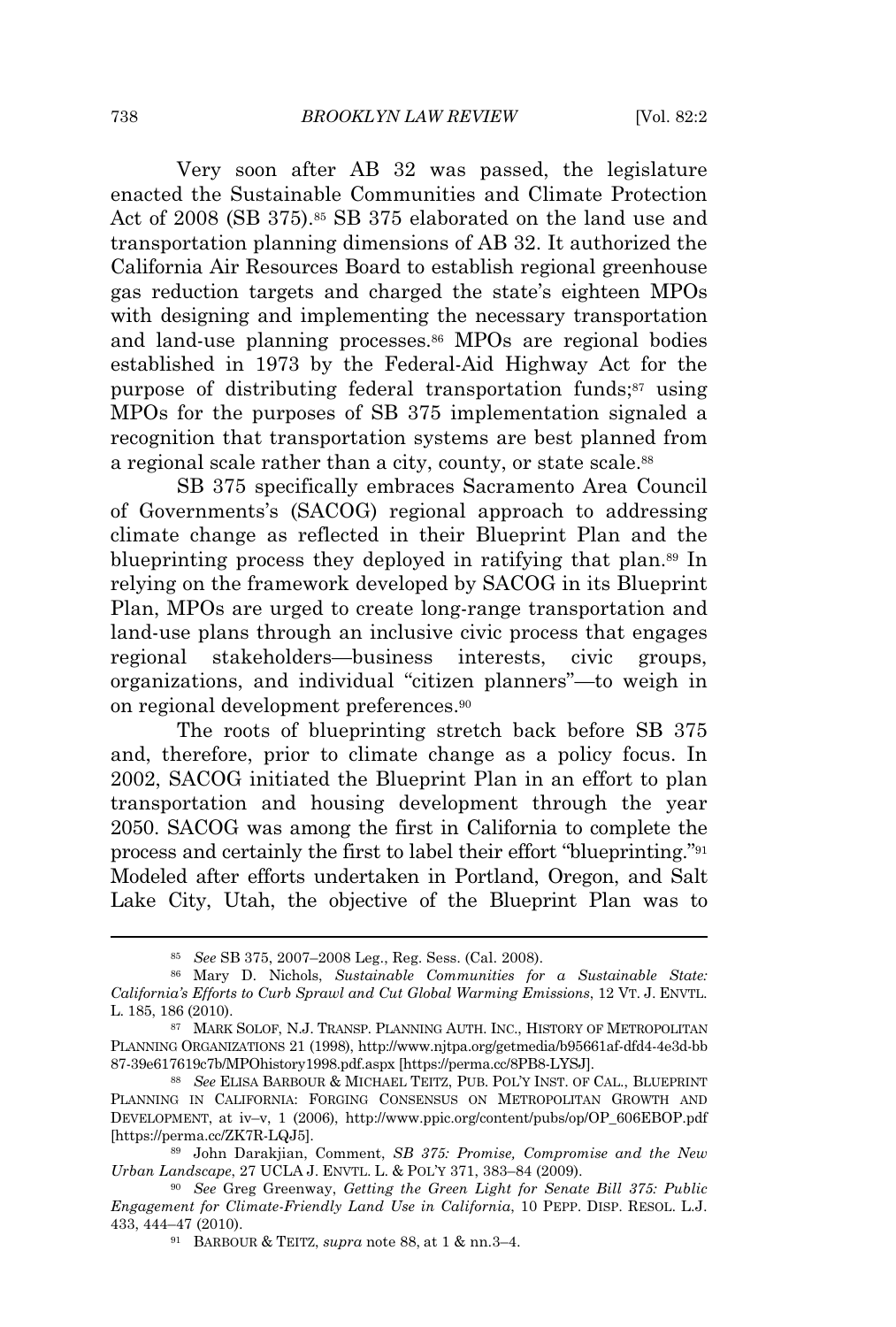Very soon after AB 32 was passed, the legislature enacted the Sustainable Communities and Climate Protection Act of 2008 (SB 375).[85] SB 375 elaborated on the land use and transportation planning dimensions of AB 32. It authorized the California Air Resources Board to establish regional greenhouse gas reduction targets and charged the state's eighteen MPOs with designing and implementing the necessary transportation and land-use planning processes.[86] MPOs are regional bodies established in 1973 by the Federal-Aid Highway Act for the purpose of distributing federal transportation funds;[87] using MPOs for the purposes of SB 375 implementation signaled a recognition that transportation systems are best planned from a regional scale rather than a city, county, or state scale.[88]

SB 375 specifically embraces Sacramento Area Council of Governments's (SACOG) regional approach to addressing climate change as reflected in their Blueprint Plan and the blueprinting process they deployed in ratifying that plan.[89] In relying on the framework developed by SACOG in its Blueprint Plan, MPOs are urged to create long-range transportation and land-use plans through an inclusive civic process that engages regional stakeholders—business interests, civic groups, organizations, and individual "citizen planners"—to weigh in on regional development preferences.[90]

The roots of blueprinting stretch back before SB 375 and, therefore, prior to climate change as a policy focus. In 2002, SACOG initiated the Blueprint Plan in an effort to plan transportation and housing development through the year 2050. SACOG was among the first in California to complete the process and certainly the first to label their effort "blueprinting."[91] Modeled after efforts undertaken in Portland, Oregon, and Salt Lake City, Utah, the objective of the Blueprint Plan was to

---

[85] *See* SB 375, 2007–2008 Leg., Reg. Sess. (Cal. 2008).

[86] Mary D. Nichols, *Sustainable Communities for a Sustainable State: California's Efforts to Curb Sprawl and Cut Global Warming Emissions*, 12 VT. J. ENVTL. L. 185, 186 (2010).

[87] MARK SOLOF, N.J. TRANSP. PLANNING AUTH. INC., HISTORY OF METROPOLITAN PLANNING ORGANIZATIONS 21 (1998), http://www.njtpa.org/getmedia/b95661af-dfd4-4e3d-bb87-39e617619c7b/MPOhistory1998.pdf.aspx [https://perma.cc/8PB8-LYSJ].

[88] *See* ELISA BARBOUR & MICHAEL TEITZ, PUB. POL'Y INST. OF CAL., BLUEPRINT PLANNING IN CALIFORNIA: FORGING CONSENSUS ON METROPOLITAN GROWTH AND DEVELOPMENT, at iv–v, 1 (2006), http://www.ppic.org/content/pubs/op/OP_606EBOP.pdf [https://perma.cc/ZK7R-LQJ5].

[89] John Darakjian, Comment, *SB 375: Promise, Compromise and the New Urban Landscape*, 27 UCLA J. ENVTL. L. & POL'Y 371, 383–84 (2009).

[90] *See* Greg Greenway, *Getting the Green Light for Senate Bill 375: Public Engagement for Climate-Friendly Land Use in California*, 10 PEPP. DISP. RESOL. L.J. 433, 444–47 (2010).

[91] BARBOUR & TEITZ, *supra* note 88, at 1 & nn.3–4.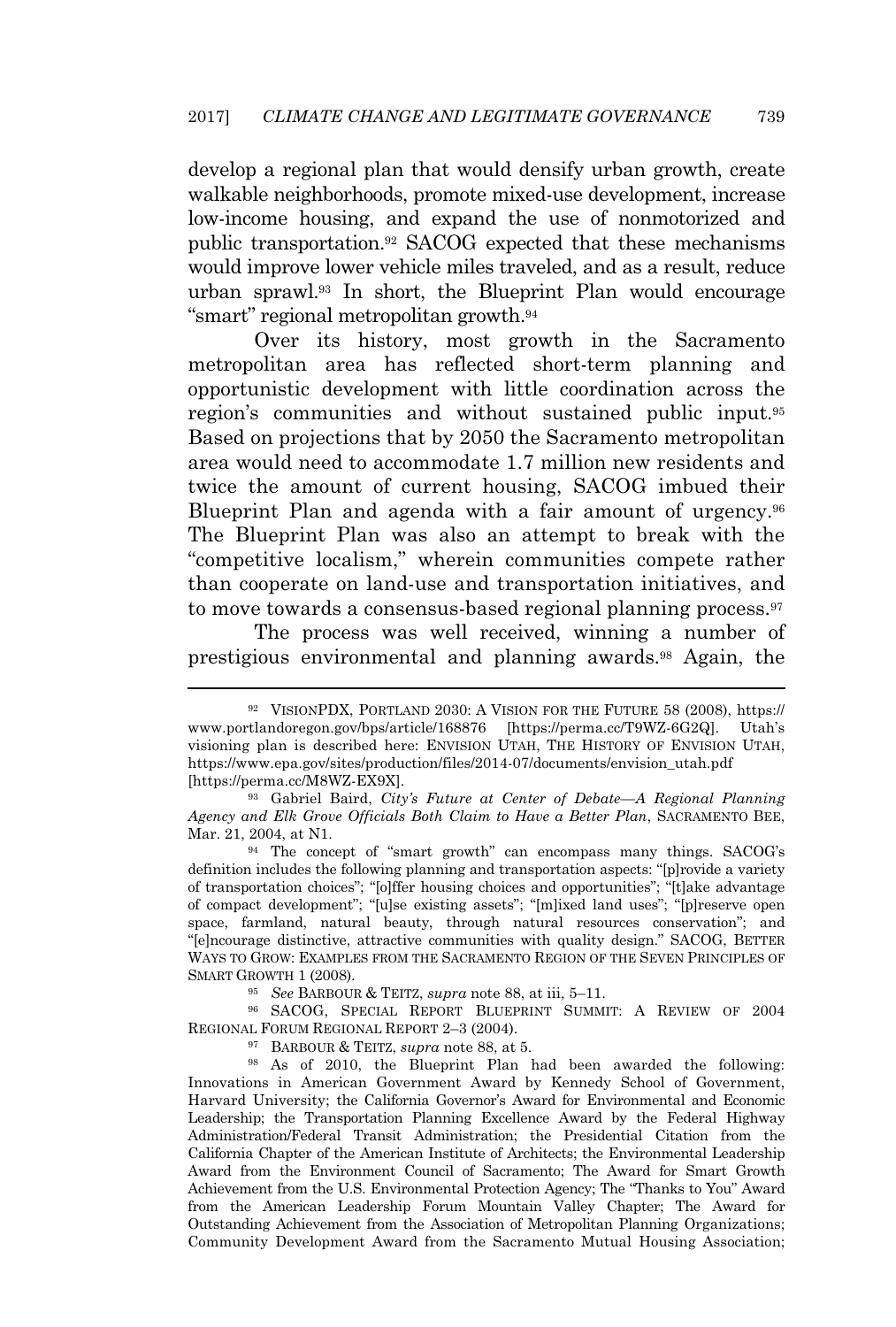develop a regional plan that would densify urban growth, create walkable neighborhoods, promote mixed-use development, increase low-income housing, and expand the use of nonmotorized and public transportation.[92] SACOG expected that these mechanisms would improve lower vehicle miles traveled, and as a result, reduce urban sprawl.[93] In short, the Blueprint Plan would encourage "smart" regional metropolitan growth.[94]

Over its history, most growth in the Sacramento metropolitan area has reflected short-term planning and opportunistic development with little coordination across the region's communities and without sustained public input.[95] Based on projections that by 2050 the Sacramento metropolitan area would need to accommodate 1.7 million new residents and twice the amount of current housing, SACOG imbued their Blueprint Plan and agenda with a fair amount of urgency.[96] The Blueprint Plan was also an attempt to break with the "competitive localism," wherein communities compete rather than cooperate on land-use and transportation initiatives, and to move towards a consensus-based regional planning process.[97]

The process was well received, winning a number of prestigious environmental and planning awards.[98] Again, the

---

[92] VISIONPDX, PORTLAND 2030: A VISION FOR THE FUTURE 58 (2008), https://www.portlandoregon.gov/bps/article/168876 [https://perma.cc/T9WZ-6G2Q]. Utah's visioning plan is described here: ENVISION UTAH, THE HISTORY OF ENVISION UTAH, https://www.epa.gov/sites/production/files/2014-07/documents/envision_utah.pdf [https://perma.cc/M8WZ-EX9X].

[93] Gabriel Baird, *City's Future at Center of Debate—A Regional Planning Agency and Elk Grove Officials Both Claim to Have a Better Plan*, SACRAMENTO BEE, Mar. 21, 2004, at N1.

[94] The concept of "smart growth" can encompass many things. SACOG's definition includes the following planning and transportation aspects: "[p]rovide a variety of transportation choices"; "[o]ffer housing choices and opportunities"; "[t]ake advantage of compact development"; "[u]se existing assets"; "[m]ixed land uses"; "[p]reserve open space, farmland, natural beauty, through natural resources conservation"; and "[e]ncourage distinctive, attractive communities with quality design." SACOG, BETTER WAYS TO GROW: EXAMPLES FROM THE SACRAMENTO REGION OF THE SEVEN PRINCIPLES OF SMART GROWTH 1 (2008).

[95] *See* BARBOUR & TEITZ, *supra* note 88, at iii, 5–11.

[96] SACOG, SPECIAL REPORT BLUEPRINT SUMMIT: A REVIEW OF 2004 REGIONAL FORUM REGIONAL REPORT 2–3 (2004).

[97] BARBOUR & TEITZ, *supra* note 88, at 5.

[98] As of 2010, the Blueprint Plan had been awarded the following: Innovations in American Government Award by Kennedy School of Government, Harvard University; the California Governor's Award for Environmental and Economic Leadership; the Transportation Planning Excellence Award by the Federal Highway Administration/Federal Transit Administration; the Presidential Citation from the California Chapter of the American Institute of Architects; the Environmental Leadership Award from the Environment Council of Sacramento; The Award for Smart Growth Achievement from the U.S. Environmental Protection Agency; The "Thanks to You" Award from the American Leadership Forum Mountain Valley Chapter; The Award for Outstanding Achievement from the Association of Metropolitan Planning Organizations; Community Development Award from the Sacramento Mutual Housing Association;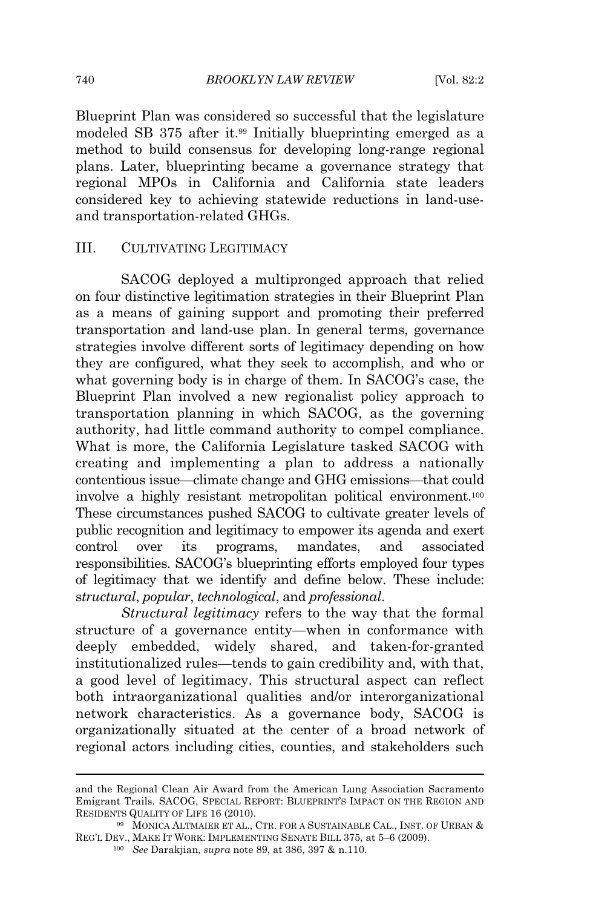Blueprint Plan was considered so successful that the legislature modeled SB 375 after it.[99] Initially blueprinting emerged as a method to build consensus for developing long-range regional plans. Later, blueprinting became a governance strategy that regional MPOs in California and California state leaders considered key to achieving statewide reductions in land-use- and transportation-related GHGs.

## III. CULTIVATING LEGITIMACY

SACOG deployed a multipronged approach that relied on four distinctive legitimation strategies in their Blueprint Plan as a means of gaining support and promoting their preferred transportation and land-use plan. In general terms, governance strategies involve different sorts of legitimacy depending on how they are configured, what they seek to accomplish, and who or what governing body is in charge of them. In SACOG's case, the Blueprint Plan involved a new regionalist policy approach to transportation planning in which SACOG, as the governing authority, had little command authority to compel compliance. What is more, the California Legislature tasked SACOG with creating and implementing a plan to address a nationally contentious issue—climate change and GHG emissions—that could involve a highly resistant metropolitan political environment.[100] These circumstances pushed SACOG to cultivate greater levels of public recognition and legitimacy to empower its agenda and exert control over its programs, mandates, and associated responsibilities. SACOG's blueprinting efforts employed four types of legitimacy that we identify and define below. These include: *structural*, *popular*, *technological*, and *professional*.

*Structural legitimacy* refers to the way that the formal structure of a governance entity—when in conformance with deeply embedded, widely shared, and taken-for-granted institutionalized rules—tends to gain credibility and, with that, a good level of legitimacy. This structural aspect can reflect both intraorganizational qualities and/or interorganizational network characteristics. As a governance body, SACOG is organizationally situated at the center of a broad network of regional actors including cities, counties, and stakeholders such

---

and the Regional Clean Air Award from the American Lung Association Sacramento Emigrant Trails. SACOG, SPECIAL REPORT: BLUEPRINT'S IMPACT ON THE REGION AND RESIDENTS QUALITY OF LIFE 16 (2010).

[99] MONICA ALTMAIER ET AL., CTR. FOR A SUSTAINABLE CAL., INST. OF URBAN & REG'L DEV., MAKE IT WORK: IMPLEMENTING SENATE BILL 375, at 5–6 (2009).

[100] *See* Darakjian, *supra* note 89, at 386, 397 & n.110.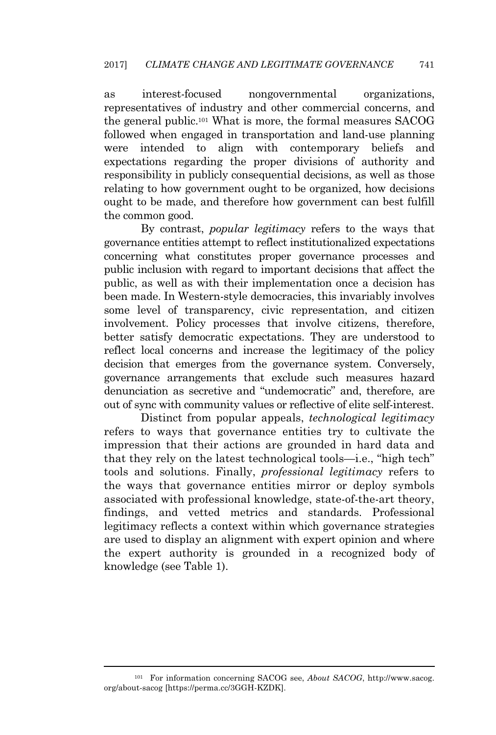as interest-focused nongovernmental organizations, representatives of industry and other commercial concerns, and the general public.[101] What is more, the formal measures SACOG followed when engaged in transportation and land-use planning were intended to align with contemporary beliefs and expectations regarding the proper divisions of authority and responsibility in publicly consequential decisions, as well as those relating to how government ought to be organized, how decisions ought to be made, and therefore how government can best fulfill the common good.

By contrast, *popular legitimacy* refers to the ways that governance entities attempt to reflect institutionalized expectations concerning what constitutes proper governance processes and public inclusion with regard to important decisions that affect the public, as well as with their implementation once a decision has been made. In Western-style democracies, this invariably involves some level of transparency, civic representation, and citizen involvement. Policy processes that involve citizens, therefore, better satisfy democratic expectations. They are understood to reflect local concerns and increase the legitimacy of the policy decision that emerges from the governance system. Conversely, governance arrangements that exclude such measures hazard denunciation as secretive and "undemocratic" and, therefore, are out of sync with community values or reflective of elite self-interest.

Distinct from popular appeals, *technological legitimacy* refers to ways that governance entities try to cultivate the impression that their actions are grounded in hard data and that they rely on the latest technological tools—i.e., "high tech" tools and solutions. Finally, *professional legitimacy* refers to the ways that governance entities mirror or deploy symbols associated with professional knowledge, state-of-the-art theory, findings, and vetted metrics and standards. Professional legitimacy reflects a context within which governance strategies are used to display an alignment with expert opinion and where the expert authority is grounded in a recognized body of knowledge (see Table 1).

---

[101] For information concerning SACOG see, *About SACOG*, http://www.sacog.org/about-sacog [https://perma.cc/3GGH-KZDK].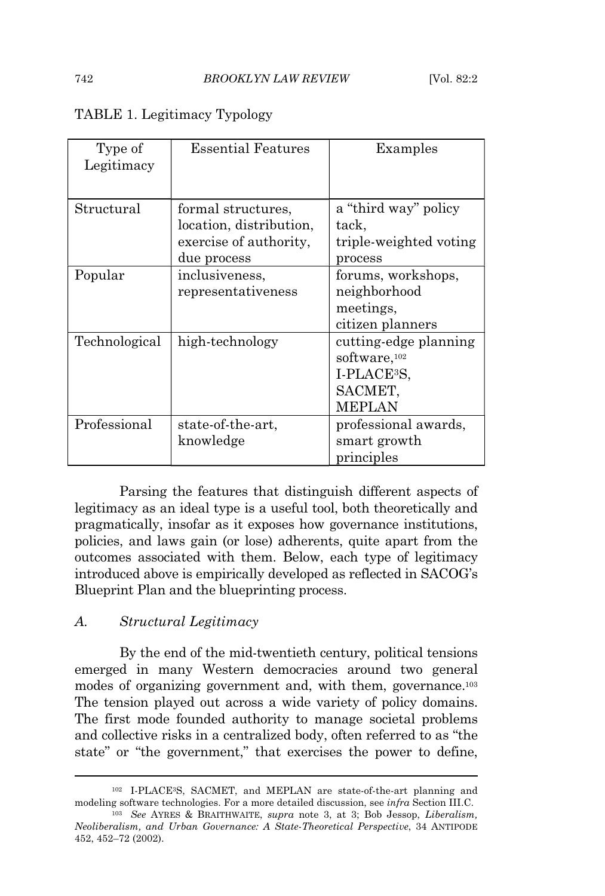TABLE 1. Legitimacy Typology

| Type of Legitimacy | Essential Features | Examples |
| --- | --- | --- |
| Structural | formal structures, location, distribution, exercise of authority, due process | a "third way" policy tack, triple-weighted voting process |
| Popular | inclusiveness, representativeness | forums, workshops, neighborhood meetings, citizen planners |
| Technological | high-technology | cutting-edge planning software,[102] I-PLACE$^3$S, SACMET, MEPLAN |
| Professional | state-of-the-art, knowledge | professional awards, smart growth principles |

Parsing the features that distinguish different aspects of legitimacy as an ideal type is a useful tool, both theoretically and pragmatically, insofar as it exposes how governance institutions, policies, and laws gain (or lose) adherents, quite apart from the outcomes associated with them. Below, each type of legitimacy introduced above is empirically developed as reflected in SACOG's Blueprint Plan and the blueprinting process.

### *A. Structural Legitimacy*

By the end of the mid-twentieth century, political tensions emerged in many Western democracies around two general modes of organizing government and, with them, governance.[103] The tension played out across a wide variety of policy domains. The first mode founded authority to manage societal problems and collective risks in a centralized body, often referred to as "the state" or "the government," that exercises the power to define,

---

[102] I-PLACE$^3$S, SACMET, and MEPLAN are state-of-the-art planning and modeling software technologies. For a more detailed discussion, see *infra* Section III.C.

[103] *See* AYRES & BRAITHWAITE, *supra* note 3, at 3; Bob Jessop, *Liberalism, Neoliberalism, and Urban Governance: A State-Theoretical Perspective*, 34 ANTIPODE 452, 452–72 (2002).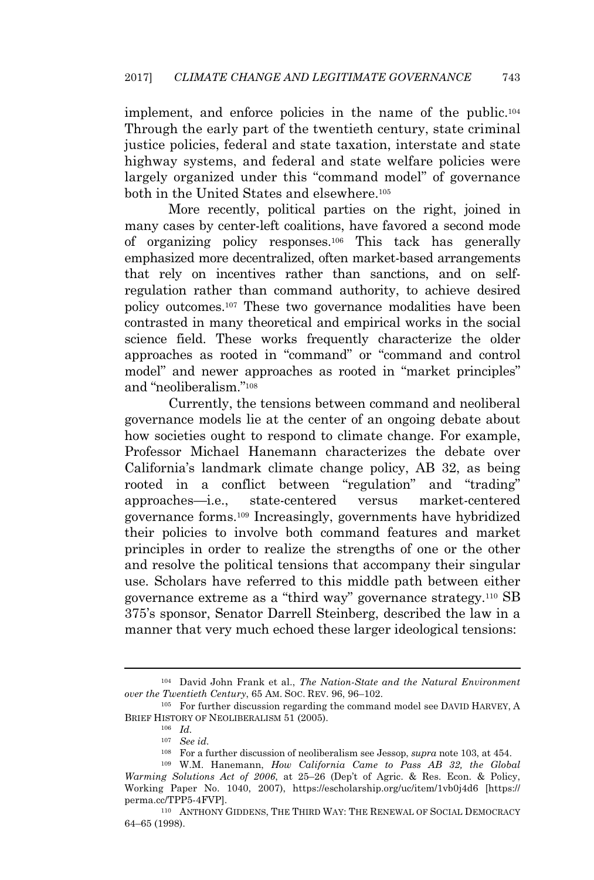implement, and enforce policies in the name of the public.[104] Through the early part of the twentieth century, state criminal justice policies, federal and state taxation, interstate and state highway systems, and federal and state welfare policies were largely organized under this "command model" of governance both in the United States and elsewhere.[105]

More recently, political parties on the right, joined in many cases by center-left coalitions, have favored a second mode of organizing policy responses.[106] This tack has generally emphasized more decentralized, often market-based arrangements that rely on incentives rather than sanctions, and on self-regulation rather than command authority, to achieve desired policy outcomes.[107] These two governance modalities have been contrasted in many theoretical and empirical works in the social science field. These works frequently characterize the older approaches as rooted in "command" or "command and control model" and newer approaches as rooted in "market principles" and "neoliberalism."[108]

Currently, the tensions between command and neoliberal governance models lie at the center of an ongoing debate about how societies ought to respond to climate change. For example, Professor Michael Hanemann characterizes the debate over California's landmark climate change policy, AB 32, as being rooted in a conflict between "regulation" and "trading" approaches—i.e., state-centered versus market-centered governance forms.[109] Increasingly, governments have hybridized their policies to involve both command features and market principles in order to realize the strengths of one or the other and resolve the political tensions that accompany their singular use. Scholars have referred to this middle path between either governance extreme as a "third way" governance strategy.[110] SB 375's sponsor, Senator Darrell Steinberg, described the law in a manner that very much echoed these larger ideological tensions:

---

[104] David John Frank et al., *The Nation-State and the Natural Environment over the Twentieth Century*, 65 AM. SOC. REV. 96, 96–102.

[105] For further discussion regarding the command model see DAVID HARVEY, A BRIEF HISTORY OF NEOLIBERALISM 51 (2005).

[106] *Id.*

[107] *See id.*

[108] For a further discussion of neoliberalism see Jessop, *supra* note 103, at 454.

[109] W.M. Hanemann, *How California Came to Pass AB 32, the Global Warming Solutions Act of 2006*, at 25–26 (Dep't of Agric. & Res. Econ. & Policy, Working Paper No. 1040, 2007), https://escholarship.org/uc/item/1vb0j4d6 [https://perma.cc/TPP5-4FVP].

[110] ANTHONY GIDDENS, THE THIRD WAY: THE RENEWAL OF SOCIAL DEMOCRACY 64–65 (1998).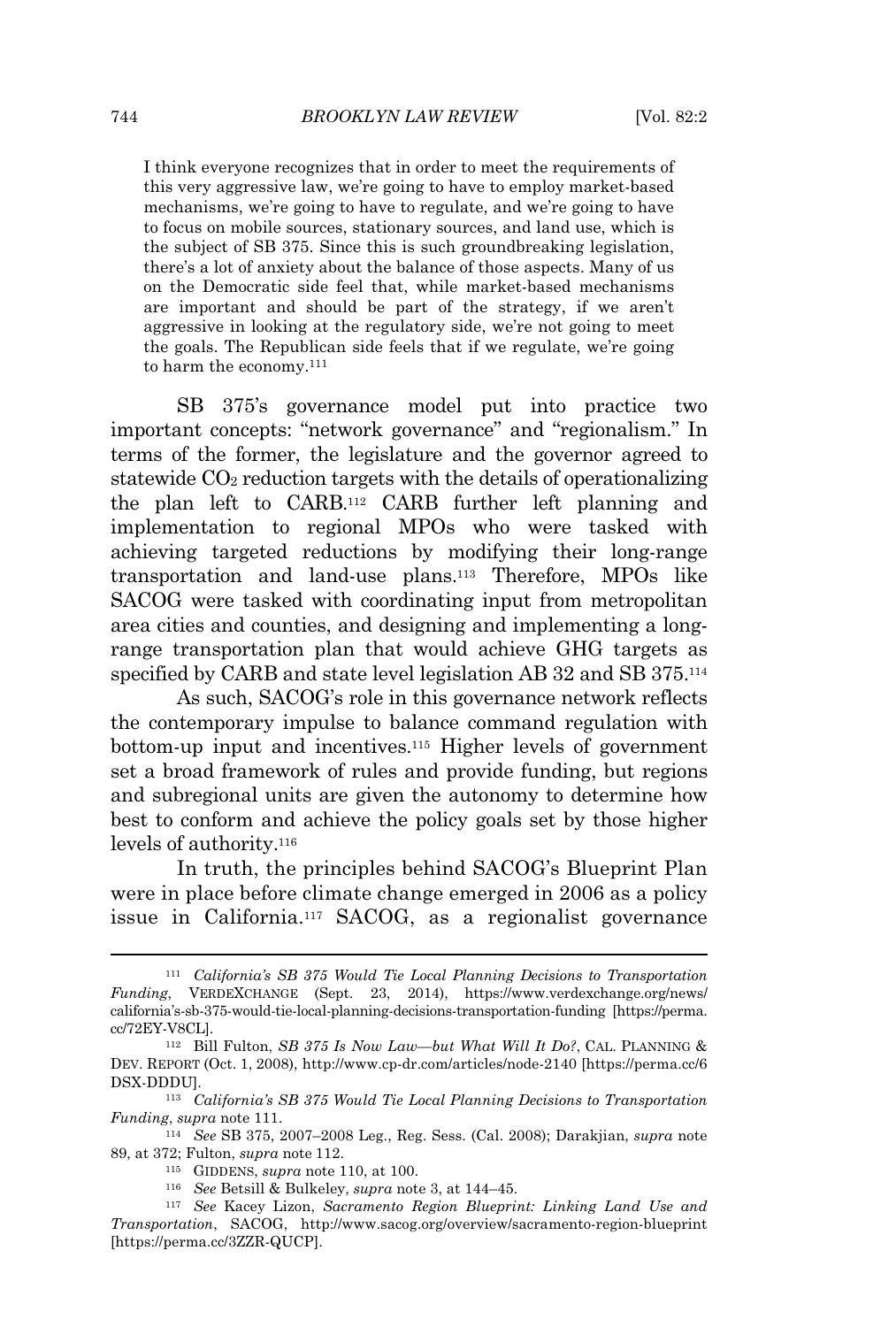> I think everyone recognizes that in order to meet the requirements of this very aggressive law, we're going to have to employ market-based mechanisms, we're going to have to regulate, and we're going to have to focus on mobile sources, stationary sources, and land use, which is the subject of SB 375. Since this is such groundbreaking legislation, there's a lot of anxiety about the balance of those aspects. Many of us on the Democratic side feel that, while market-based mechanisms are important and should be part of the strategy, if we aren't aggressive in looking at the regulatory side, we're not going to meet the goals. The Republican side feels that if we regulate, we're going to harm the economy.[111]

SB 375's governance model put into practice two important concepts: "network governance" and "regionalism." In terms of the former, the legislature and the governor agreed to statewide $CO_2$ reduction targets with the details of operationalizing the plan left to CARB.[112] CARB further left planning and implementation to regional MPOs who were tasked with achieving targeted reductions by modifying their long-range transportation and land-use plans.[113] Therefore, MPOs like SACOG were tasked with coordinating input from metropolitan area cities and counties, and designing and implementing a long-range transportation plan that would achieve GHG targets as specified by CARB and state level legislation AB 32 and SB 375.[114]

As such, SACOG's role in this governance network reflects the contemporary impulse to balance command regulation with bottom-up input and incentives.[115] Higher levels of government set a broad framework of rules and provide funding, but regions and subregional units are given the autonomy to determine how best to conform and achieve the policy goals set by those higher levels of authority.[116]

In truth, the principles behind SACOG's Blueprint Plan were in place before climate change emerged in 2006 as a policy issue in California.[117] SACOG, as a regionalist governance

---

[111] *California's SB 375 Would Tie Local Planning Decisions to Transportation Funding*, VERDEXCHANGE (Sept. 23, 2014), https://www.verdexchange.org/news/california's-sb-375-would-tie-local-planning-decisions-transportation-funding [https://perma.cc/72EY-V8CL].

[112] Bill Fulton, *SB 375 Is Now Law—but What Will It Do?*, CAL. PLANNING & DEV. REPORT (Oct. 1, 2008), http://www.cp-dr.com/articles/node-2140 [https://perma.cc/6DSX-DDDU].

[113] *California's SB 375 Would Tie Local Planning Decisions to Transportation Funding*, *supra* note 111.

[114] *See* SB 375, 2007–2008 Leg., Reg. Sess. (Cal. 2008); Darakjian, *supra* note 89, at 372; Fulton, *supra* note 112.

[115] GIDDENS, *supra* note 110, at 100.

[116] *See* Betsill & Bulkeley, *supra* note 3, at 144–45.

[117] *See* Kacey Lizon, *Sacramento Region Blueprint: Linking Land Use and Transportation*, SACOG, http://www.sacog.org/overview/sacramento-region-blueprint [https://perma.cc/3ZZR-QUCP].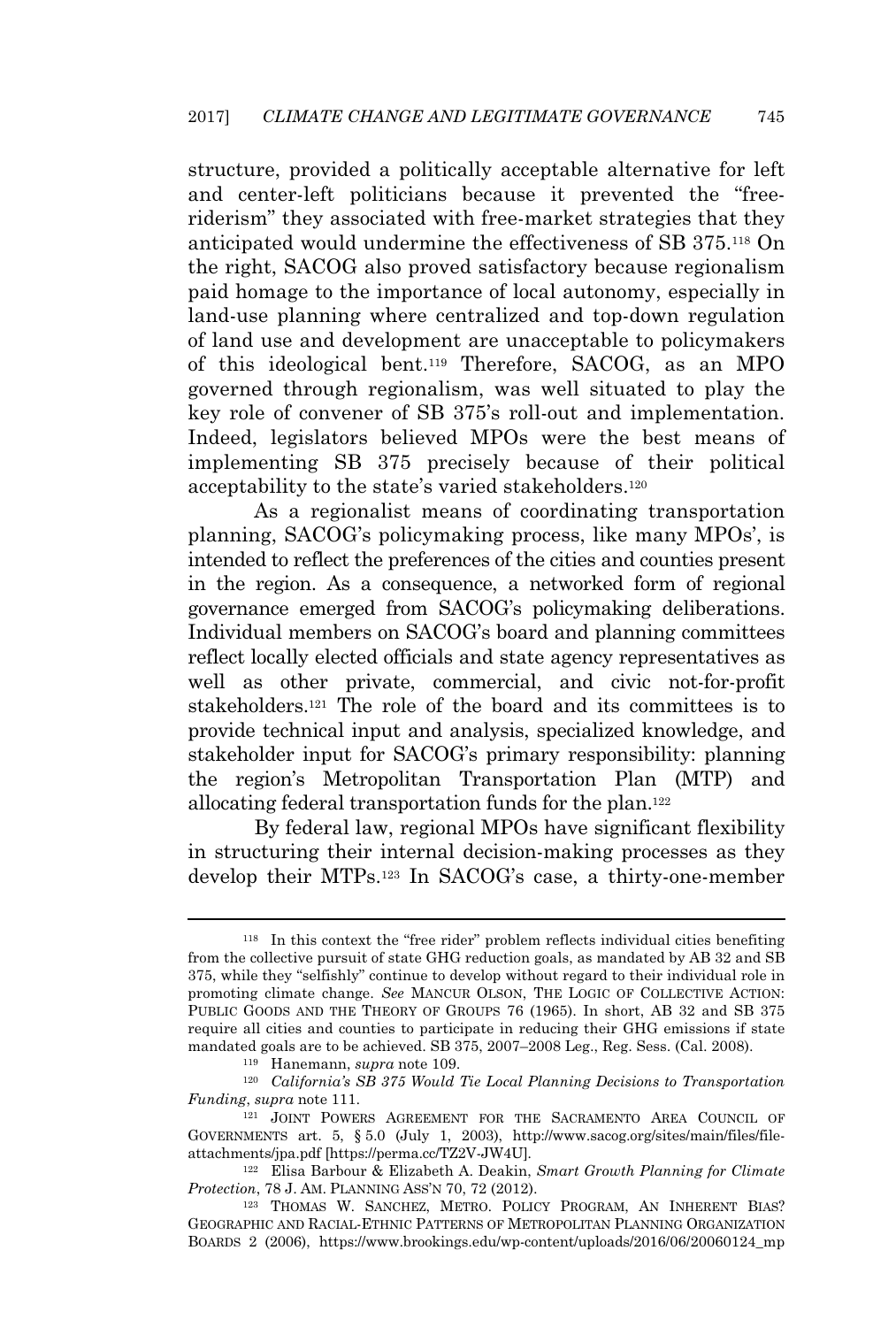structure, provided a politically acceptable alternative for left and center-left politicians because it prevented the "free-riderism" they associated with free-market strategies that they anticipated would undermine the effectiveness of SB 375.[118] On the right, SACOG also proved satisfactory because regionalism paid homage to the importance of local autonomy, especially in land-use planning where centralized and top-down regulation of land use and development are unacceptable to policymakers of this ideological bent.[119] Therefore, SACOG, as an MPO governed through regionalism, was well situated to play the key role of convener of SB 375's roll-out and implementation. Indeed, legislators believed MPOs were the best means of implementing SB 375 precisely because of their political acceptability to the state's varied stakeholders.[120]

As a regionalist means of coordinating transportation planning, SACOG's policymaking process, like many MPOs', is intended to reflect the preferences of the cities and counties present in the region. As a consequence, a networked form of regional governance emerged from SACOG's policymaking deliberations. Individual members on SACOG's board and planning committees reflect locally elected officials and state agency representatives as well as other private, commercial, and civic not-for-profit stakeholders.[121] The role of the board and its committees is to provide technical input and analysis, specialized knowledge, and stakeholder input for SACOG's primary responsibility: planning the region's Metropolitan Transportation Plan (MTP) and allocating federal transportation funds for the plan.[122]

By federal law, regional MPOs have significant flexibility in structuring their internal decision-making processes as they develop their MTPs.[123] In SACOG's case, a thirty-one-member

---

[118] In this context the "free rider" problem reflects individual cities benefiting from the collective pursuit of state GHG reduction goals, as mandated by AB 32 and SB 375, while they "selfishly" continue to develop without regard to their individual role in promoting climate change. *See* MANCUR OLSON, THE LOGIC OF COLLECTIVE ACTION: PUBLIC GOODS AND THE THEORY OF GROUPS 76 (1965). In short, AB 32 and SB 375 require all cities and counties to participate in reducing their GHG emissions if state mandated goals are to be achieved. SB 375, 2007–2008 Leg., Reg. Sess. (Cal. 2008).

[119] Hanemann, *supra* note 109.

[120] *California's SB 375 Would Tie Local Planning Decisions to Transportation Funding*, *supra* note 111.

[121] JOINT POWERS AGREEMENT FOR THE SACRAMENTO AREA COUNCIL OF GOVERNMENTS art. 5, § 5.0 (July 1, 2003), http://www.sacog.org/sites/main/files/file-attachments/jpa.pdf [https://perma.cc/TZ2V-JW4U].

[122] Elisa Barbour & Elizabeth A. Deakin, *Smart Growth Planning for Climate Protection*, 78 J. AM. PLANNING ASS'N 70, 72 (2012).

[123] THOMAS W. SANCHEZ, METRO. POLICY PROGRAM, AN INHERENT BIAS? GEOGRAPHIC AND RACIAL-ETHNIC PATTERNS OF METROPOLITAN PLANNING ORGANIZATION BOARDS 2 (2006), https://www.brookings.edu/wp-content/uploads/2016/06/20060124_mp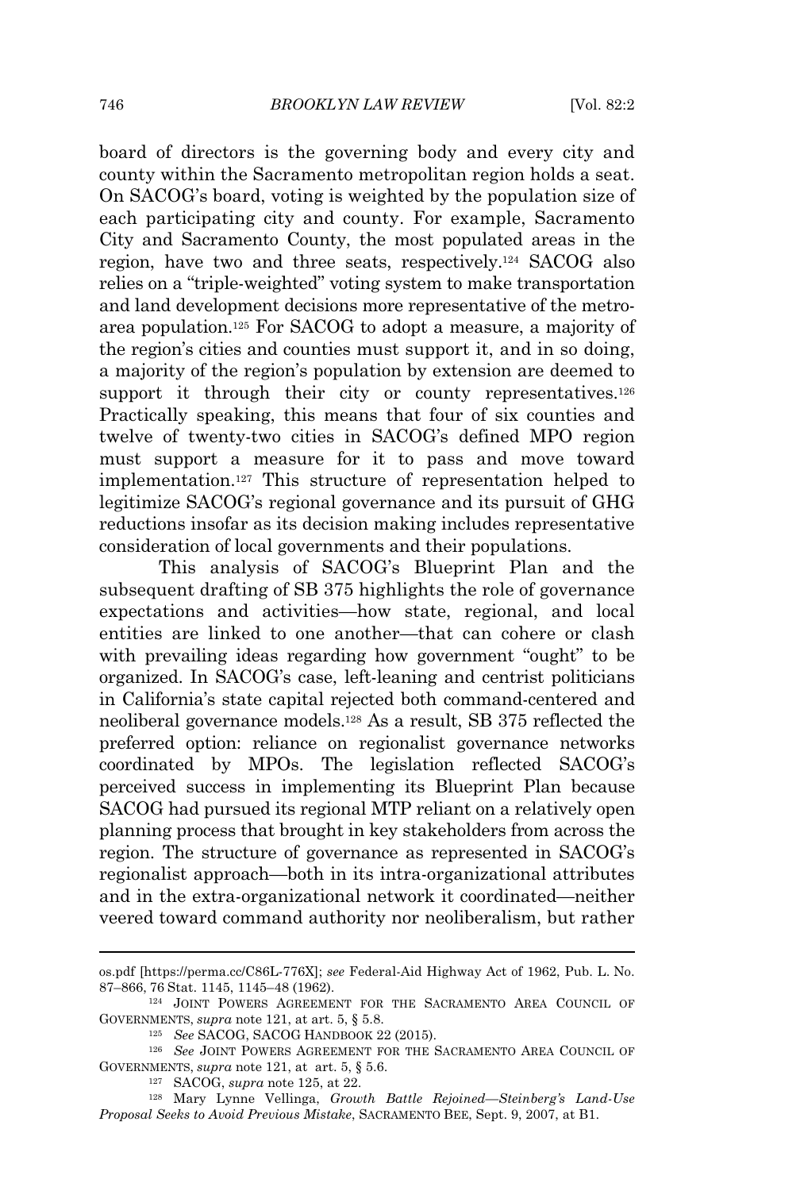board of directors is the governing body and every city and county within the Sacramento metropolitan region holds a seat. On SACOG's board, voting is weighted by the population size of each participating city and county. For example, Sacramento City and Sacramento County, the most populated areas in the region, have two and three seats, respectively.[124] SACOG also relies on a "triple-weighted" voting system to make transportation and land development decisions more representative of the metro-area population.[125] For SACOG to adopt a measure, a majority of the region's cities and counties must support it, and in so doing, a majority of the region's population by extension are deemed to support it through their city or county representatives.[126] Practically speaking, this means that four of six counties and twelve of twenty-two cities in SACOG's defined MPO region must support a measure for it to pass and move toward implementation.[127] This structure of representation helped to legitimize SACOG's regional governance and its pursuit of GHG reductions insofar as its decision making includes representative consideration of local governments and their populations.

This analysis of SACOG's Blueprint Plan and the subsequent drafting of SB 375 highlights the role of governance expectations and activities—how state, regional, and local entities are linked to one another—that can cohere or clash with prevailing ideas regarding how government "ought" to be organized. In SACOG's case, left-leaning and centrist politicians in California's state capital rejected both command-centered and neoliberal governance models.[128] As a result, SB 375 reflected the preferred option: reliance on regionalist governance networks coordinated by MPOs. The legislation reflected SACOG's perceived success in implementing its Blueprint Plan because SACOG had pursued its regional MTP reliant on a relatively open planning process that brought in key stakeholders from across the region. The structure of governance as represented in SACOG's regionalist approach—both in its intra-organizational attributes and in the extra-organizational network it coordinated—neither veered toward command authority nor neoliberalism, but rather

---

os.pdf [https://perma.cc/C86L-776X]; *see* Federal-Aid Highway Act of 1962, Pub. L. No. 87–866, 76 Stat. 1145, 1145–48 (1962).

[124] JOINT POWERS AGREEMENT FOR THE SACRAMENTO AREA COUNCIL OF GOVERNMENTS, *supra* note 121, at art. 5, § 5.8.

[125] *See* SACOG, SACOG HANDBOOK 22 (2015).

[126] *See* JOINT POWERS AGREEMENT FOR THE SACRAMENTO AREA COUNCIL OF GOVERNMENTS, *supra* note 121, at art. 5, § 5.6.

[127] SACOG, *supra* note 125, at 22.

[128] Mary Lynne Vellinga, *Growth Battle Rejoined—Steinberg's Land-Use Proposal Seeks to Avoid Previous Mistake*, SACRAMENTO BEE, Sept. 9, 2007, at B1.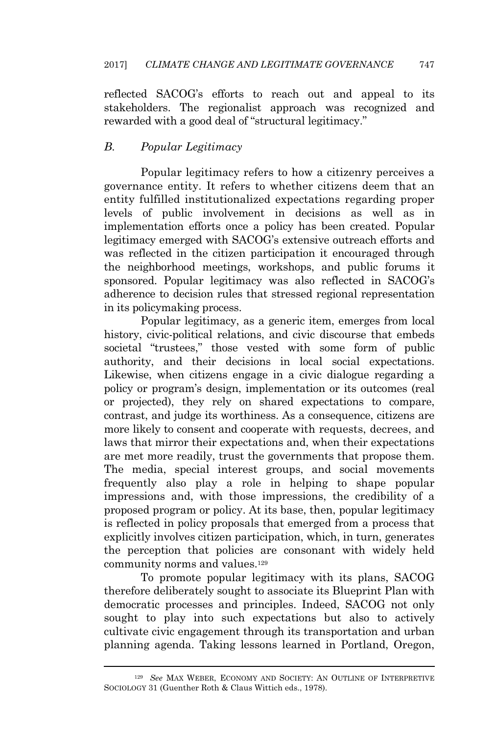reflected SACOG's efforts to reach out and appeal to its stakeholders. The regionalist approach was recognized and rewarded with a good deal of "structural legitimacy."

### *B. Popular Legitimacy*

Popular legitimacy refers to how a citizenry perceives a governance entity. It refers to whether citizens deem that an entity fulfilled institutionalized expectations regarding proper levels of public involvement in decisions as well as in implementation efforts once a policy has been created. Popular legitimacy emerged with SACOG's extensive outreach efforts and was reflected in the citizen participation it encouraged through the neighborhood meetings, workshops, and public forums it sponsored. Popular legitimacy was also reflected in SACOG's adherence to decision rules that stressed regional representation in its policymaking process.

Popular legitimacy, as a generic item, emerges from local history, civic-political relations, and civic discourse that embeds societal "trustees," those vested with some form of public authority, and their decisions in local social expectations. Likewise, when citizens engage in a civic dialogue regarding a policy or program's design, implementation or its outcomes (real or projected), they rely on shared expectations to compare, contrast, and judge its worthiness. As a consequence, citizens are more likely to consent and cooperate with requests, decrees, and laws that mirror their expectations and, when their expectations are met more readily, trust the governments that propose them. The media, special interest groups, and social movements frequently also play a role in helping to shape popular impressions and, with those impressions, the credibility of a proposed program or policy. At its base, then, popular legitimacy is reflected in policy proposals that emerged from a process that explicitly involves citizen participation, which, in turn, generates the perception that policies are consonant with widely held community norms and values.[129]

To promote popular legitimacy with its plans, SACOG therefore deliberately sought to associate its Blueprint Plan with democratic processes and principles. Indeed, SACOG not only sought to play into such expectations but also to actively cultivate civic engagement through its transportation and urban planning agenda. Taking lessons learned in Portland, Oregon,

---

[129] *See* MAX WEBER, ECONOMY AND SOCIETY: AN OUTLINE OF INTERPRETIVE SOCIOLOGY 31 (Guenther Roth & Claus Wittich eds., 1978).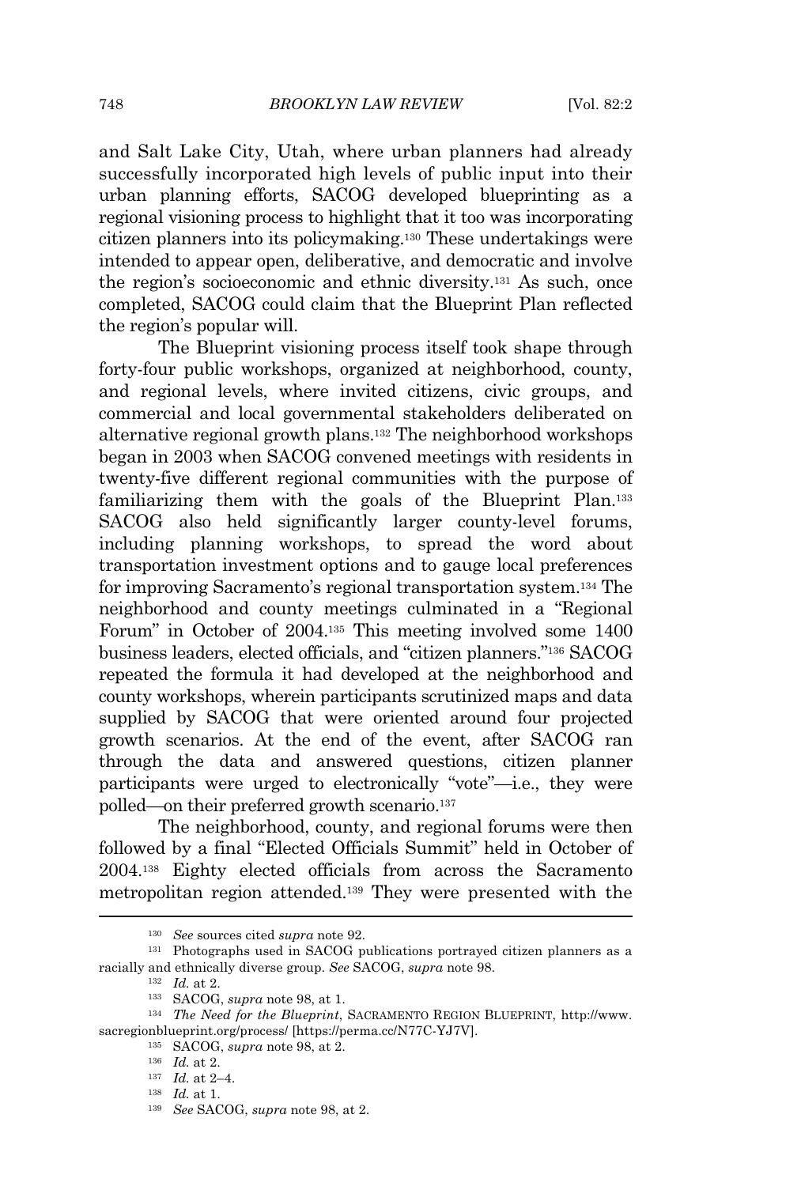and Salt Lake City, Utah, where urban planners had already successfully incorporated high levels of public input into their urban planning efforts, SACOG developed blueprinting as a regional visioning process to highlight that it too was incorporating citizen planners into its policymaking.[130] These undertakings were intended to appear open, deliberative, and democratic and involve the region's socioeconomic and ethnic diversity.[131] As such, once completed, SACOG could claim that the Blueprint Plan reflected the region's popular will.

The Blueprint visioning process itself took shape through forty-four public workshops, organized at neighborhood, county, and regional levels, where invited citizens, civic groups, and commercial and local governmental stakeholders deliberated on alternative regional growth plans.[132] The neighborhood workshops began in 2003 when SACOG convened meetings with residents in twenty-five different regional communities with the purpose of familiarizing them with the goals of the Blueprint Plan.[133] SACOG also held significantly larger county-level forums, including planning workshops, to spread the word about transportation investment options and to gauge local preferences for improving Sacramento's regional transportation system.[134] The neighborhood and county meetings culminated in a "Regional Forum" in October of 2004.[135] This meeting involved some 1400 business leaders, elected officials, and "citizen planners."[136] SACOG repeated the formula it had developed at the neighborhood and county workshops, wherein participants scrutinized maps and data supplied by SACOG that were oriented around four projected growth scenarios. At the end of the event, after SACOG ran through the data and answered questions, citizen planner participants were urged to electronically "vote"—i.e., they were polled—on their preferred growth scenario.[137]

The neighborhood, county, and regional forums were then followed by a final "Elected Officials Summit" held in October of 2004.[138] Eighty elected officials from across the Sacramento metropolitan region attended.[139] They were presented with the

---

[130] *See* sources cited *supra* note 92.

[131] Photographs used in SACOG publications portrayed citizen planners as a racially and ethnically diverse group. *See* SACOG, *supra* note 98.

[132] *Id.* at 2.

[133] SACOG, *supra* note 98, at 1.

[134] *The Need for the Blueprint*, SACRAMENTO REGION BLUEPRINT, http://www.sacregionblueprint.org/process/ [https://perma.cc/N77C-YJ7V].

[135] SACOG, *supra* note 98, at 2.

[136] *Id.* at 2.

[137] *Id.* at 2–4.

[138] *Id.* at 1.

[139] *See* SACOG, *supra* note 98, at 2.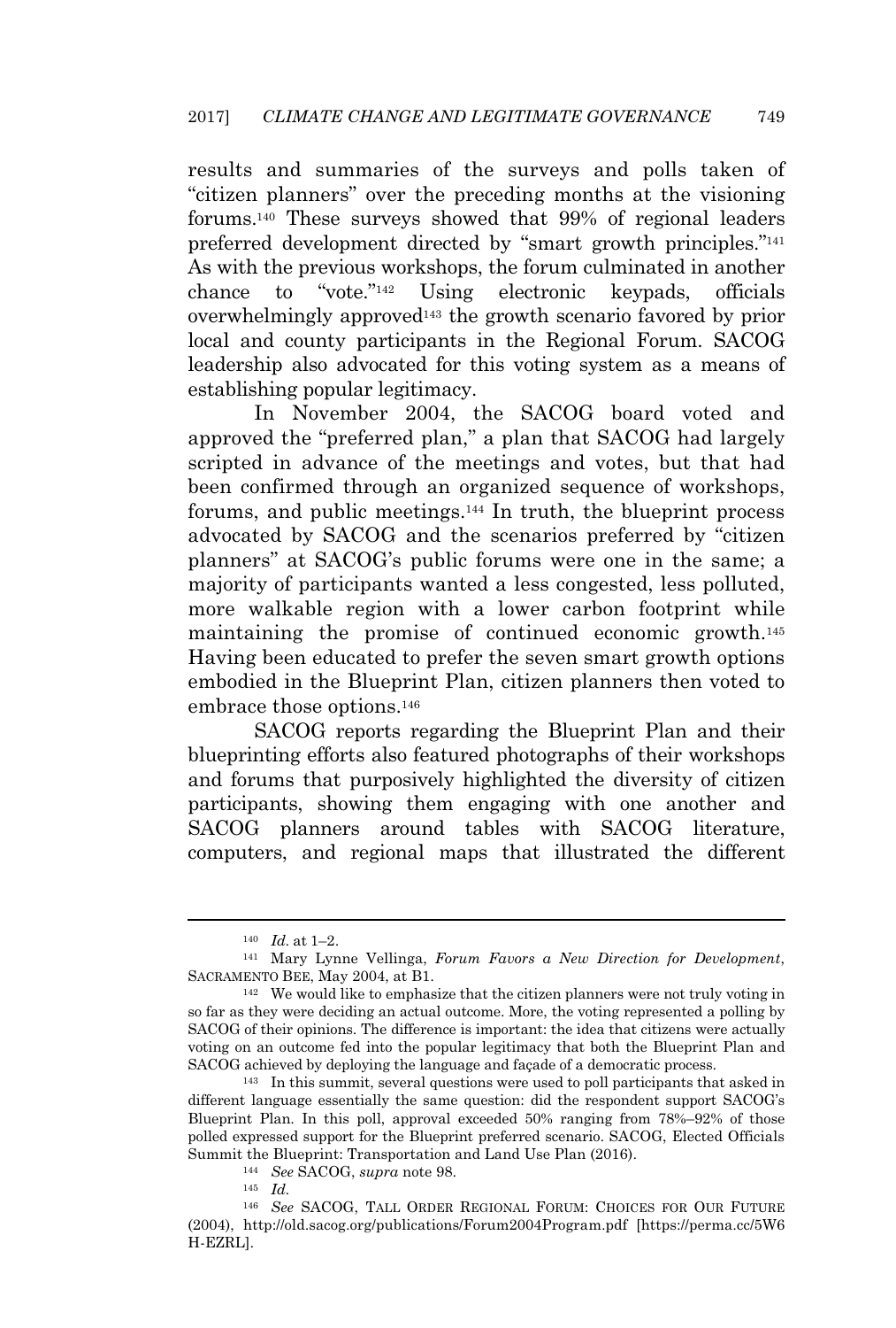results and summaries of the surveys and polls taken of "citizen planners" over the preceding months at the visioning forums.[140] These surveys showed that 99% of regional leaders preferred development directed by "smart growth principles."[141] As with the previous workshops, the forum culminated in another chance to "vote."[142] Using electronic keypads, officials overwhelmingly approved[143] the growth scenario favored by prior local and county participants in the Regional Forum. SACOG leadership also advocated for this voting system as a means of establishing popular legitimacy.

In November 2004, the SACOG board voted and approved the "preferred plan," a plan that SACOG had largely scripted in advance of the meetings and votes, but that had been confirmed through an organized sequence of workshops, forums, and public meetings.[144] In truth, the blueprint process advocated by SACOG and the scenarios preferred by "citizen planners" at SACOG's public forums were one in the same; a majority of participants wanted a less congested, less polluted, more walkable region with a lower carbon footprint while maintaining the promise of continued economic growth.[145] Having been educated to prefer the seven smart growth options embodied in the Blueprint Plan, citizen planners then voted to embrace those options.[146]

SACOG reports regarding the Blueprint Plan and their blueprinting efforts also featured photographs of their workshops and forums that purposively highlighted the diversity of citizen participants, showing them engaging with one another and SACOG planners around tables with SACOG literature, computers, and regional maps that illustrated the different

---

[140] *Id.* at 1–2.

[141] Mary Lynne Vellinga, *Forum Favors a New Direction for Development*, SACRAMENTO BEE, May 2004, at B1.

[142] We would like to emphasize that the citizen planners were not truly voting in so far as they were deciding an actual outcome. More, the voting represented a polling by SACOG of their opinions. The difference is important: the idea that citizens were actually voting on an outcome fed into the popular legitimacy that both the Blueprint Plan and SACOG achieved by deploying the language and façade of a democratic process.

[143] In this summit, several questions were used to poll participants that asked in different language essentially the same question: did the respondent support SACOG's Blueprint Plan. In this poll, approval exceeded 50% ranging from 78%–92% of those polled expressed support for the Blueprint preferred scenario. SACOG, Elected Officials Summit the Blueprint: Transportation and Land Use Plan (2016).

[144] *See* SACOG, *supra* note 98.

[145] *Id.*

[146] *See* SACOG, TALL ORDER REGIONAL FORUM: CHOICES FOR OUR FUTURE (2004), http://old.sacog.org/publications/Forum2004Program.pdf [https://perma.cc/5W6H-EZRL].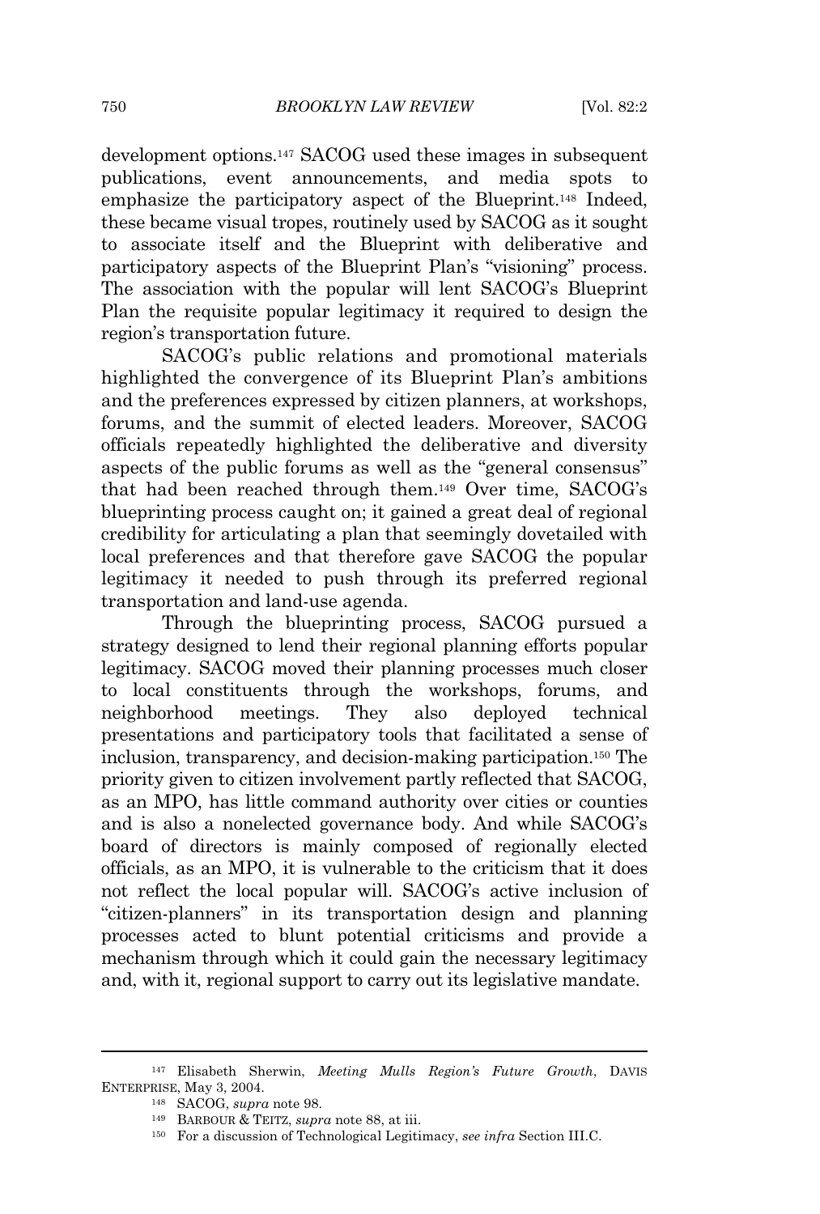development options.[147] SACOG used these images in subsequent publications, event announcements, and media spots to emphasize the participatory aspect of the Blueprint.[148] Indeed, these became visual tropes, routinely used by SACOG as it sought to associate itself and the Blueprint with deliberative and participatory aspects of the Blueprint Plan's "visioning" process. The association with the popular will lent SACOG's Blueprint Plan the requisite popular legitimacy it required to design the region's transportation future.

SACOG's public relations and promotional materials highlighted the convergence of its Blueprint Plan's ambitions and the preferences expressed by citizen planners, at workshops, forums, and the summit of elected leaders. Moreover, SACOG officials repeatedly highlighted the deliberative and diversity aspects of the public forums as well as the "general consensus" that had been reached through them.[149] Over time, SACOG's blueprinting process caught on; it gained a great deal of regional credibility for articulating a plan that seemingly dovetailed with local preferences and that therefore gave SACOG the popular legitimacy it needed to push through its preferred regional transportation and land-use agenda.

Through the blueprinting process, SACOG pursued a strategy designed to lend their regional planning efforts popular legitimacy. SACOG moved their planning processes much closer to local constituents through the workshops, forums, and neighborhood meetings. They also deployed technical presentations and participatory tools that facilitated a sense of inclusion, transparency, and decision-making participation.[150] The priority given to citizen involvement partly reflected that SACOG, as an MPO, has little command authority over cities or counties and is also a nonelected governance body. And while SACOG's board of directors is mainly composed of regionally elected officials, as an MPO, it is vulnerable to the criticism that it does not reflect the local popular will. SACOG's active inclusion of "citizen-planners" in its transportation design and planning processes acted to blunt potential criticisms and provide a mechanism through which it could gain the necessary legitimacy and, with it, regional support to carry out its legislative mandate.

---

[147] Elisabeth Sherwin, *Meeting Mulls Region's Future Growth*, DAVIS ENTERPRISE, May 3, 2004.

[148] SACOG, *supra* note 98.

[149] BARBOUR & TEITZ, *supra* note 88, at iii.

[150] For a discussion of Technological Legitimacy, *see infra* Section III.C.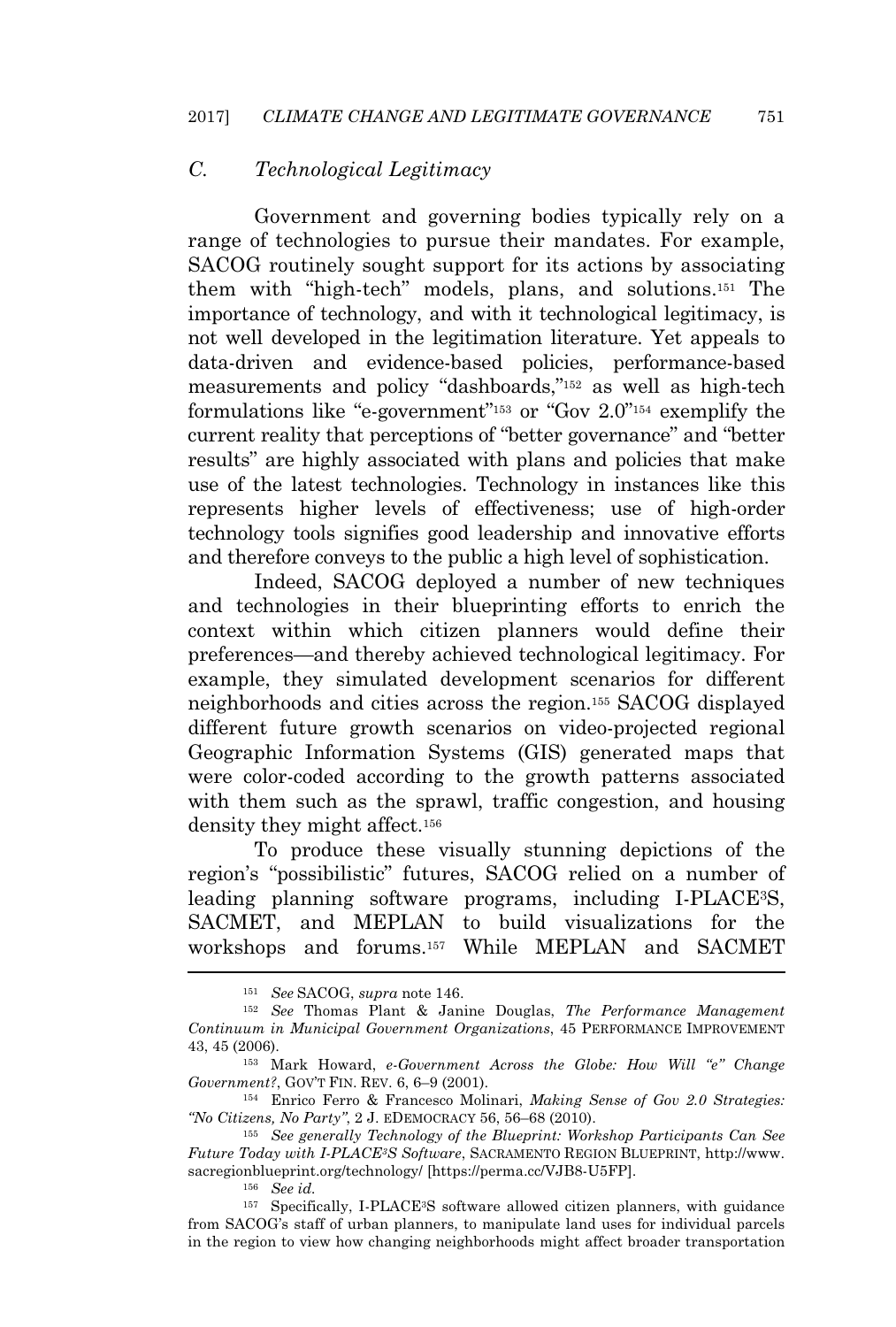## C. Technological Legitimacy

Government and governing bodies typically rely on a range of technologies to pursue their mandates. For example, SACOG routinely sought support for its actions by associating them with "high-tech" models, plans, and solutions.[151] The importance of technology, and with it technological legitimacy, is not well developed in the legitimation literature. Yet appeals to data-driven and evidence-based policies, performance-based measurements and policy "dashboards,"[152] as well as high-tech formulations like "e-government"[153] or "Gov 2.0"[154] exemplify the current reality that perceptions of "better governance" and "better results" are highly associated with plans and policies that make use of the latest technologies. Technology in instances like this represents higher levels of effectiveness; use of high-order technology tools signifies good leadership and innovative efforts and therefore conveys to the public a high level of sophistication.

Indeed, SACOG deployed a number of new techniques and technologies in their blueprinting efforts to enrich the context within which citizen planners would define their preferences—and thereby achieved technological legitimacy. For example, they simulated development scenarios for different neighborhoods and cities across the region.[155] SACOG displayed different future growth scenarios on video-projected regional Geographic Information Systems (GIS) generated maps that were color-coded according to the growth patterns associated with them such as the sprawl, traffic congestion, and housing density they might affect.[156]

To produce these visually stunning depictions of the region's "possibilistic" futures, SACOG relied on a number of leading planning software programs, including I-PLACE³S, SACMET, and MEPLAN to build visualizations for the workshops and forums.[157] While MEPLAN and SACMET

---

[151] *See* SACOG, *supra* note 146.

[152] *See* Thomas Plant & Janine Douglas, *The Performance Management Continuum in Municipal Government Organizations*, 45 PERFORMANCE IMPROVEMENT 43, 45 (2006).

[153] Mark Howard, *e-Government Across the Globe: How Will "e" Change Government?*, GOV'T FIN. REV. 6, 6–9 (2001).

[154] Enrico Ferro & Francesco Molinari, *Making Sense of Gov 2.0 Strategies: "No Citizens, No Party"*, 2 J. EDEMOCRACY 56, 56–68 (2010).

[155] *See generally Technology of the Blueprint: Workshop Participants Can See Future Today with I-PLACE³S Software*, SACRAMENTO REGION BLUEPRINT, http://www.sacregionblueprint.org/technology/ [https://perma.cc/VJB8-U5FP].

[156] *See id.*

[157] Specifically, I-PLACE³S software allowed citizen planners, with guidance from SACOG's staff of urban planners, to manipulate land uses for individual parcels in the region to view how changing neighborhoods might affect broader transportation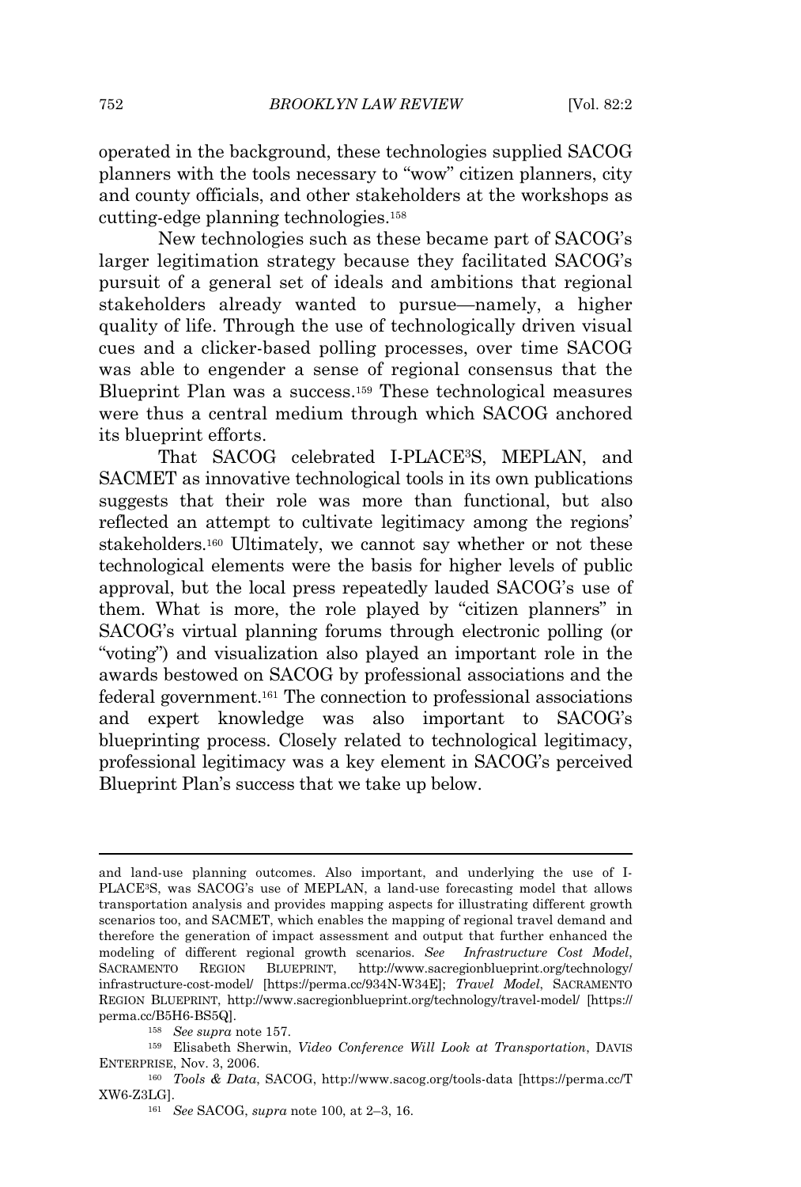operated in the background, these technologies supplied SACOG planners with the tools necessary to "wow" citizen planners, city and county officials, and other stakeholders at the workshops as cutting-edge planning technologies.[158]

New technologies such as these became part of SACOG's larger legitimation strategy because they facilitated SACOG's pursuit of a general set of ideals and ambitions that regional stakeholders already wanted to pursue—namely, a higher quality of life. Through the use of technologically driven visual cues and a clicker-based polling processes, over time SACOG was able to engender a sense of regional consensus that the Blueprint Plan was a success.[159] These technological measures were thus a central medium through which SACOG anchored its blueprint efforts.

That SACOG celebrated I-PLACE$^{3}$S, MEPLAN, and SACMET as innovative technological tools in its own publications suggests that their role was more than functional, but also reflected an attempt to cultivate legitimacy among the regions' stakeholders.[160] Ultimately, we cannot say whether or not these technological elements were the basis for higher levels of public approval, but the local press repeatedly lauded SACOG's use of them. What is more, the role played by "citizen planners" in SACOG's virtual planning forums through electronic polling (or "voting") and visualization also played an important role in the awards bestowed on SACOG by professional associations and the federal government.[161] The connection to professional associations and expert knowledge was also important to SACOG's blueprinting process. Closely related to technological legitimacy, professional legitimacy was a key element in SACOG's perceived Blueprint Plan's success that we take up below.

---

and land-use planning outcomes. Also important, and underlying the use of I-PLACE$^{3}$S, was SACOG's use of MEPLAN, a land-use forecasting model that allows transportation analysis and provides mapping aspects for illustrating different growth scenarios too, and SACMET, which enables the mapping of regional travel demand and therefore the generation of impact assessment and output that further enhanced the modeling of different regional growth scenarios. *See* *Infrastructure Cost Model*, SACRAMENTO REGION BLUEPRINT, http://www.sacregionblueprint.org/technology/infrastructure-cost-model/ [https://perma.cc/934N-W34E]; *Travel Model*, SACRAMENTO REGION BLUEPRINT, http://www.sacregionblueprint.org/technology/travel-model/ [https://perma.cc/B5H6-BS5Q].

[158] *See supra* note 157.

[159] Elisabeth Sherwin, *Video Conference Will Look at Transportation*, DAVIS ENTERPRISE, Nov. 3, 2006.

[160] *Tools & Data*, SACOG, http://www.sacog.org/tools-data [https://perma.cc/TXW6-Z3LG].

[161] *See* SACOG, *supra* note 100, at 2–3, 16.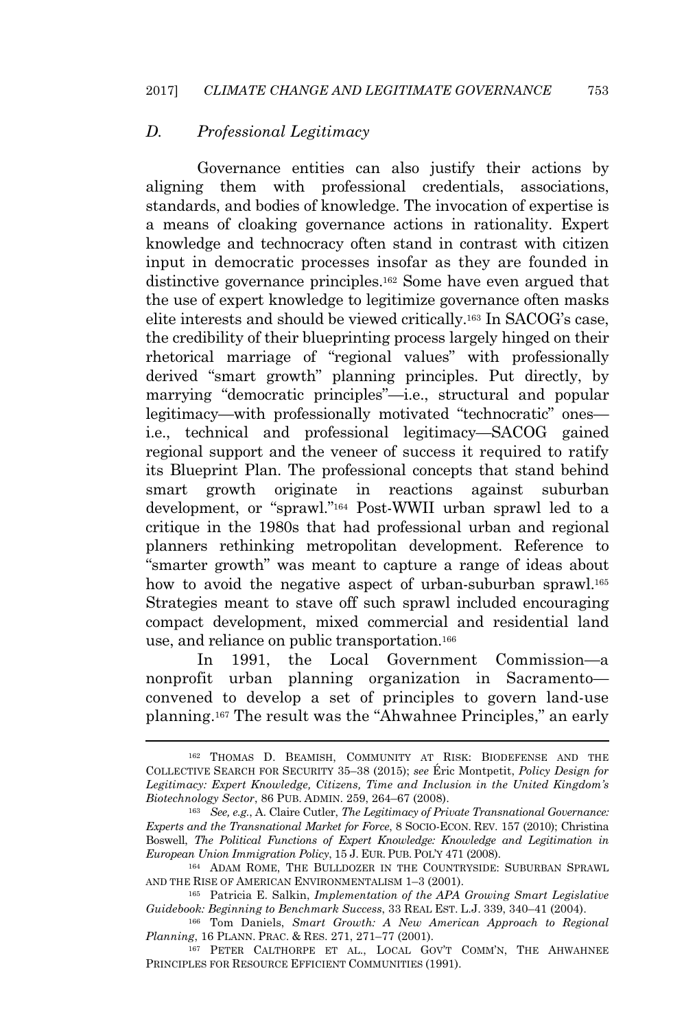### *D. Professional Legitimacy*

Governance entities can also justify their actions by aligning them with professional credentials, associations, standards, and bodies of knowledge. The invocation of expertise is a means of cloaking governance actions in rationality. Expert knowledge and technocracy often stand in contrast with citizen input in democratic processes insofar as they are founded in distinctive governance principles.[162] Some have even argued that the use of expert knowledge to legitimize governance often masks elite interests and should be viewed critically.[163] In SACOG's case, the credibility of their blueprinting process largely hinged on their rhetorical marriage of "regional values" with professionally derived "smart growth" planning principles. Put directly, by marrying "democratic principles"—i.e., structural and popular legitimacy—with professionally motivated "technocratic" ones—i.e., technical and professional legitimacy—SACOG gained regional support and the veneer of success it required to ratify its Blueprint Plan. The professional concepts that stand behind smart growth originate in reactions against suburban development, or "sprawl."[164] Post-WWII urban sprawl led to a critique in the 1980s that had professional urban and regional planners rethinking metropolitan development. Reference to "smarter growth" was meant to capture a range of ideas about how to avoid the negative aspect of urban-suburban sprawl.[165] Strategies meant to stave off such sprawl included encouraging compact development, mixed commercial and residential land use, and reliance on public transportation.[166]

In 1991, the Local Government Commission—a nonprofit urban planning organization in Sacramento—convened to develop a set of principles to govern land-use planning.[167] The result was the "Ahwahnee Principles," an early

---

[162] THOMAS D. BEAMISH, COMMUNITY AT RISK: BIODEFENSE AND THE COLLECTIVE SEARCH FOR SECURITY 35–38 (2015); *see* Éric Montpetit, *Policy Design for Legitimacy: Expert Knowledge, Citizens, Time and Inclusion in the United Kingdom's Biotechnology Sector*, 86 PUB. ADMIN. 259, 264–67 (2008).

[163] *See, e.g.*, A. Claire Cutler, *The Legitimacy of Private Transnational Governance: Experts and the Transnational Market for Force*, 8 SOCIO-ECON. REV. 157 (2010); Christina Boswell, *The Political Functions of Expert Knowledge: Knowledge and Legitimation in European Union Immigration Policy*, 15 J. EUR. PUB. POL'Y 471 (2008).

[164] ADAM ROME, THE BULLDOZER IN THE COUNTRYSIDE: SUBURBAN SPRAWL AND THE RISE OF AMERICAN ENVIRONMENTALISM 1–3 (2001).

[165] Patricia E. Salkin, *Implementation of the APA Growing Smart Legislative Guidebook: Beginning to Benchmark Success*, 33 REAL EST. L.J. 339, 340–41 (2004).

[166] Tom Daniels, *Smart Growth: A New American Approach to Regional Planning*, 16 PLANN. PRAC. & RES. 271, 271–77 (2001).

[167] PETER CALTHORPE ET AL., LOCAL GOV'T COMM'N, THE AHWAHNEE PRINCIPLES FOR RESOURCE EFFICIENT COMMUNITIES (1991).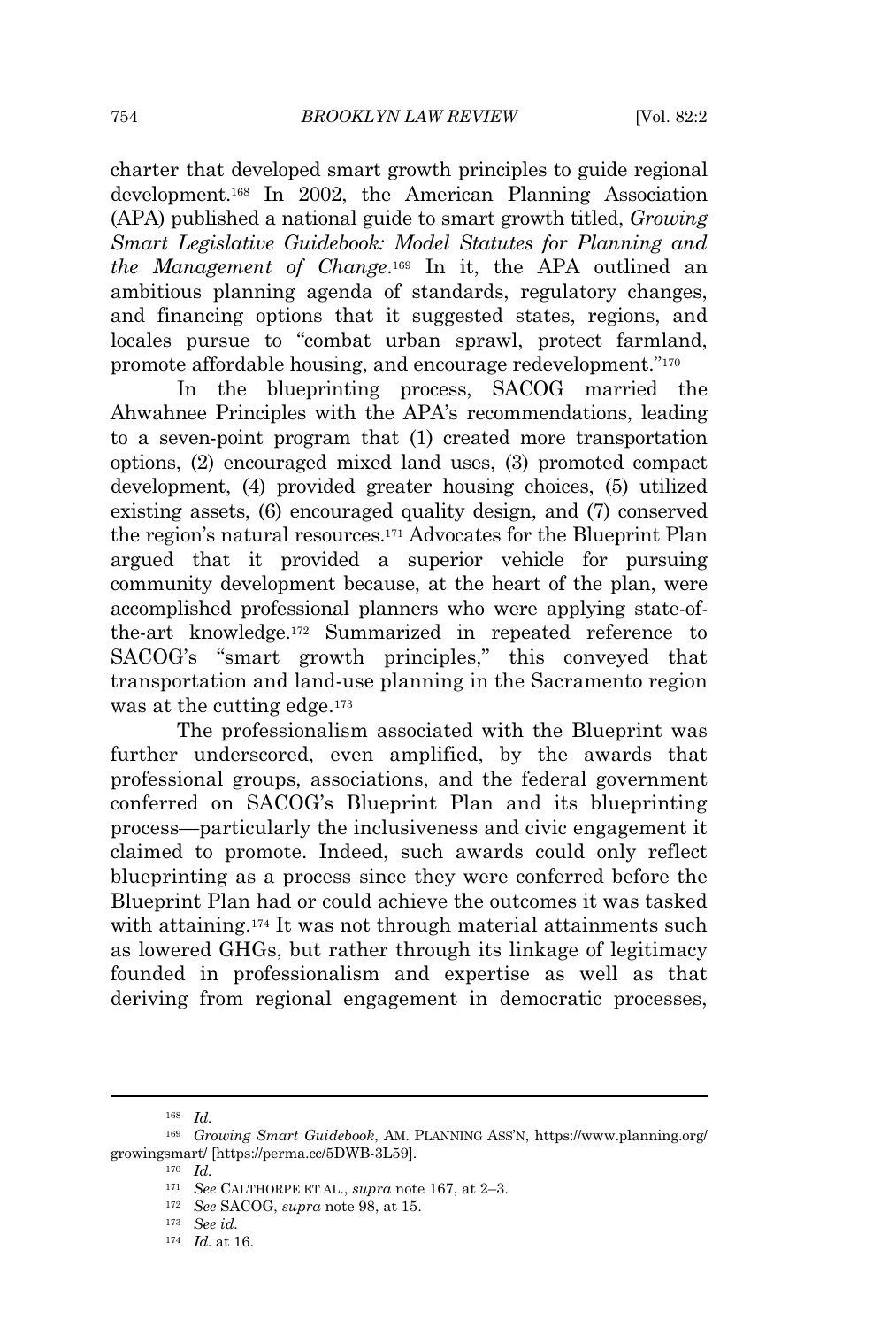charter that developed smart growth principles to guide regional development.[168] In 2002, the American Planning Association (APA) published a national guide to smart growth titled, *Growing Smart Legislative Guidebook: Model Statutes for Planning and the Management of Change*.[169] In it, the APA outlined an ambitious planning agenda of standards, regulatory changes, and financing options that it suggested states, regions, and locales pursue to "combat urban sprawl, protect farmland, promote affordable housing, and encourage redevelopment."[170]

In the blueprinting process, SACOG married the Ahwahnee Principles with the APA's recommendations, leading to a seven-point program that (1) created more transportation options, (2) encouraged mixed land uses, (3) promoted compact development, (4) provided greater housing choices, (5) utilized existing assets, (6) encouraged quality design, and (7) conserved the region's natural resources.[171] Advocates for the Blueprint Plan argued that it provided a superior vehicle for pursuing community development because, at the heart of the plan, were accomplished professional planners who were applying state-of-the-art knowledge.[172] Summarized in repeated reference to SACOG's "smart growth principles," this conveyed that transportation and land-use planning in the Sacramento region was at the cutting edge.[173]

The professionalism associated with the Blueprint was further underscored, even amplified, by the awards that professional groups, associations, and the federal government conferred on SACOG's Blueprint Plan and its blueprinting process—particularly the inclusiveness and civic engagement it claimed to promote. Indeed, such awards could only reflect blueprinting as a process since they were conferred before the Blueprint Plan had or could achieve the outcomes it was tasked with attaining.[174] It was not through material attainments such as lowered GHGs, but rather through its linkage of legitimacy founded in professionalism and expertise as well as that deriving from regional engagement in democratic processes,

---

[168] *Id.*

[169] *Growing Smart Guidebook*, AM. PLANNING ASS'N, https://www.planning.org/growingsmart/ [https://perma.cc/5DWB-3L59].

[170] *Id.*

[171] *See* CALTHORPE ET AL., *supra* note 167, at 2–3.

[172] *See* SACOG, *supra* note 98, at 15.

[173] *See id.*

[174] *Id.* at 16.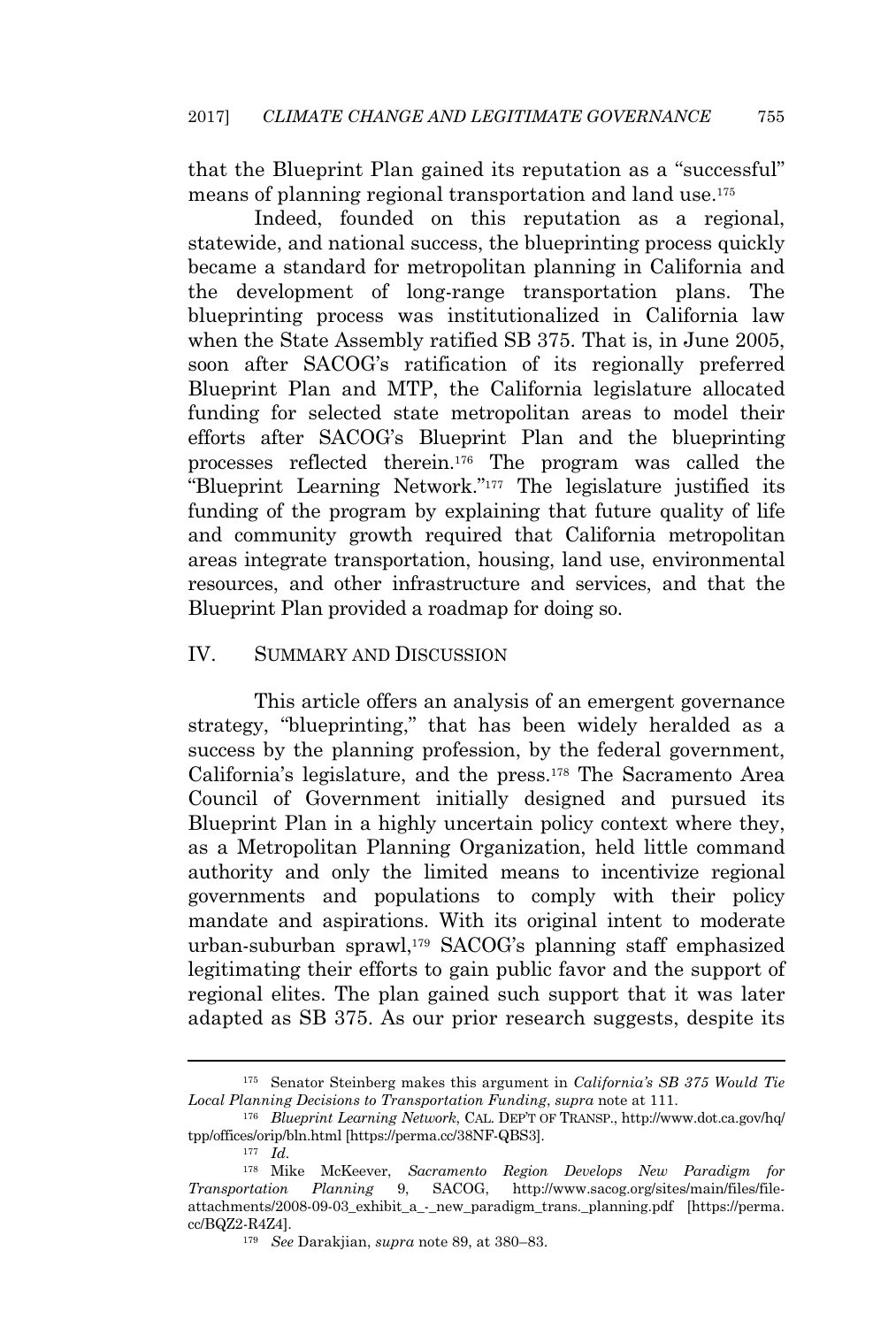that the Blueprint Plan gained its reputation as a "successful" means of planning regional transportation and land use.[175]

Indeed, founded on this reputation as a regional, statewide, and national success, the blueprinting process quickly became a standard for metropolitan planning in California and the development of long-range transportation plans. The blueprinting process was institutionalized in California law when the State Assembly ratified SB 375. That is, in June 2005, soon after SACOG's ratification of its regionally preferred Blueprint Plan and MTP, the California legislature allocated funding for selected state metropolitan areas to model their efforts after SACOG's Blueprint Plan and the blueprinting processes reflected therein.[176] The program was called the "Blueprint Learning Network."[177] The legislature justified its funding of the program by explaining that future quality of life and community growth required that California metropolitan areas integrate transportation, housing, land use, environmental resources, and other infrastructure and services, and that the Blueprint Plan provided a roadmap for doing so.

## IV. SUMMARY AND DISCUSSION

This article offers an analysis of an emergent governance strategy, "blueprinting," that has been widely heralded as a success by the planning profession, by the federal government, California's legislature, and the press.[178] The Sacramento Area Council of Government initially designed and pursued its Blueprint Plan in a highly uncertain policy context where they, as a Metropolitan Planning Organization, held little command authority and only the limited means to incentivize regional governments and populations to comply with their policy mandate and aspirations. With its original intent to moderate urban-suburban sprawl,[179] SACOG's planning staff emphasized legitimating their efforts to gain public favor and the support of regional elites. The plan gained such support that it was later adapted as SB 375. As our prior research suggests, despite its

---

[175] Senator Steinberg makes this argument in *California's SB 375 Would Tie Local Planning Decisions to Transportation Funding*, *supra* note at 111.

[176] *Blueprint Learning Network*, CAL. DEP'T OF TRANSP., http://www.dot.ca.gov/hq/tpp/offices/orip/bln.html [https://perma.cc/38NF-QBS3].

[177] *Id.*

[178] Mike McKeever, *Sacramento Region Develops New Paradigm for Transportation Planning* 9, SACOG, http://www.sacog.org/sites/main/files/file-attachments/2008-09-03_exhibit_a_-_new_paradigm_trans._planning.pdf [https://perma.cc/BQZ2-R4Z4].

[179] *See* Darakjian, *supra* note 89, at 380–83.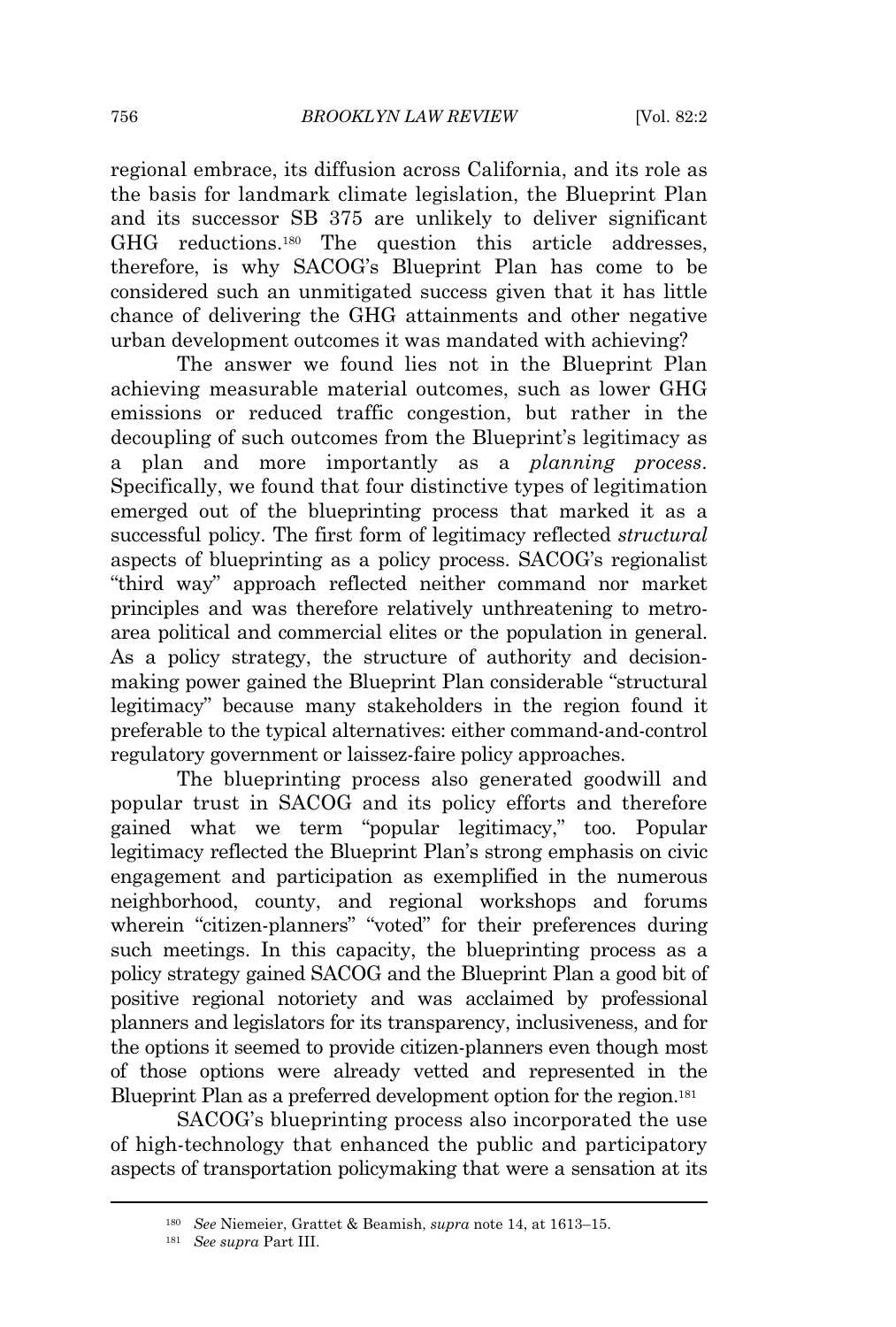regional embrace, its diffusion across California, and its role as the basis for landmark climate legislation, the Blueprint Plan and its successor SB 375 are unlikely to deliver significant GHG reductions.[180] The question this article addresses, therefore, is why SACOG's Blueprint Plan has come to be considered such an unmitigated success given that it has little chance of delivering the GHG attainments and other negative urban development outcomes it was mandated with achieving?

The answer we found lies not in the Blueprint Plan achieving measurable material outcomes, such as lower GHG emissions or reduced traffic congestion, but rather in the decoupling of such outcomes from the Blueprint's legitimacy as a plan and more importantly as a *planning process*. Specifically, we found that four distinctive types of legitimation emerged out of the blueprinting process that marked it as a successful policy. The first form of legitimacy reflected *structural* aspects of blueprinting as a policy process. SACOG's regionalist "third way" approach reflected neither command nor market principles and was therefore relatively unthreatening to metro-area political and commercial elites or the population in general. As a policy strategy, the structure of authority and decision-making power gained the Blueprint Plan considerable "structural legitimacy" because many stakeholders in the region found it preferable to the typical alternatives: either command-and-control regulatory government or laissez-faire policy approaches.

The blueprinting process also generated goodwill and popular trust in SACOG and its policy efforts and therefore gained what we term "popular legitimacy," too. Popular legitimacy reflected the Blueprint Plan's strong emphasis on civic engagement and participation as exemplified in the numerous neighborhood, county, and regional workshops and forums wherein "citizen-planners" "voted" for their preferences during such meetings. In this capacity, the blueprinting process as a policy strategy gained SACOG and the Blueprint Plan a good bit of positive regional notoriety and was acclaimed by professional planners and legislators for its transparency, inclusiveness, and for the options it seemed to provide citizen-planners even though most of those options were already vetted and represented in the Blueprint Plan as a preferred development option for the region.[181]

SACOG's blueprinting process also incorporated the use of high-technology that enhanced the public and participatory aspects of transportation policymaking that were a sensation at its

---

[180] *See* Niemeier, Grattet & Beamish, *supra* note 14, at 1613–15.

[181] *See supra* Part III.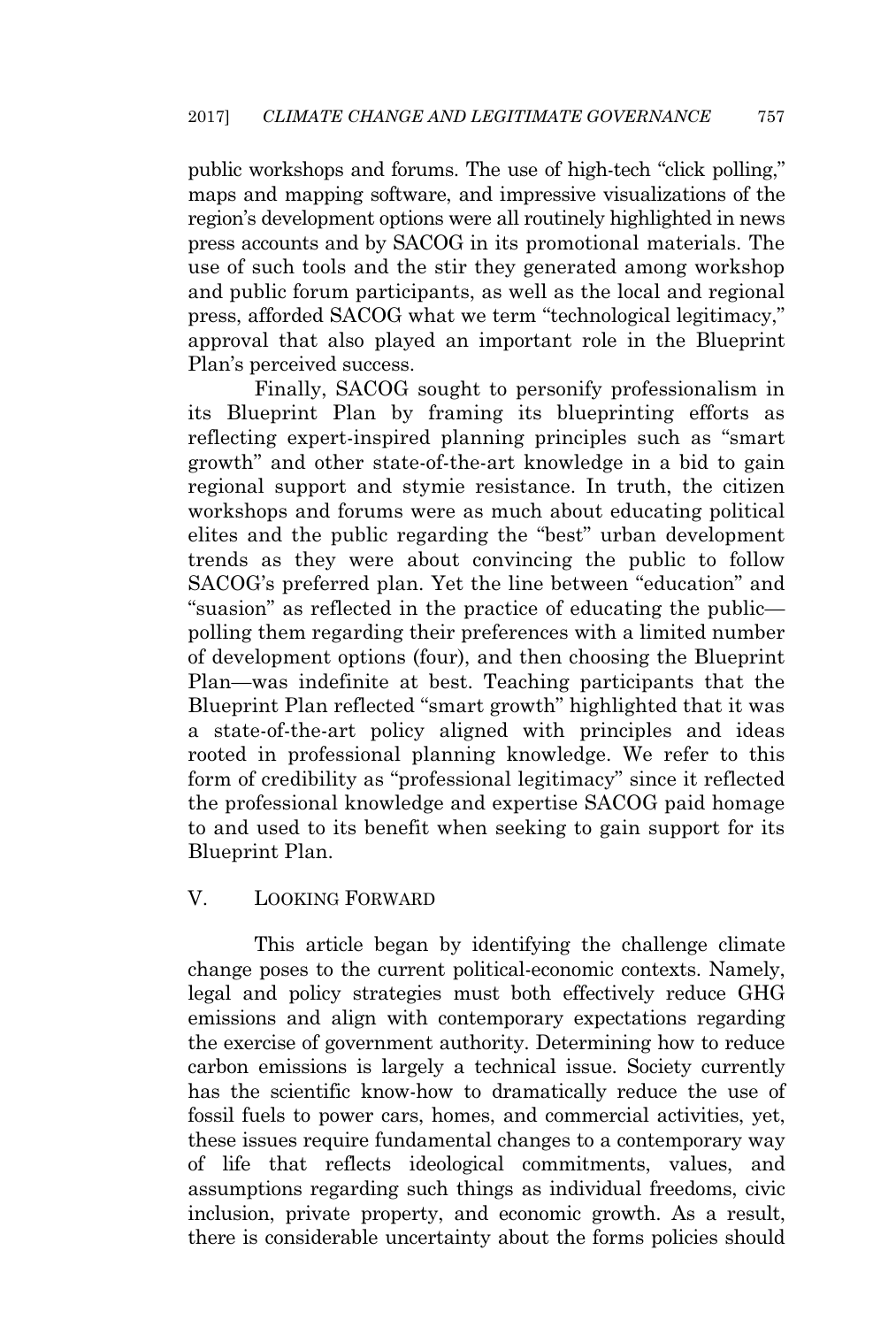public workshops and forums. The use of high-tech "click polling," maps and mapping software, and impressive visualizations of the region's development options were all routinely highlighted in news press accounts and by SACOG in its promotional materials. The use of such tools and the stir they generated among workshop and public forum participants, as well as the local and regional press, afforded SACOG what we term "technological legitimacy," approval that also played an important role in the Blueprint Plan's perceived success.

Finally, SACOG sought to personify professionalism in its Blueprint Plan by framing its blueprinting efforts as reflecting expert-inspired planning principles such as "smart growth" and other state-of-the-art knowledge in a bid to gain regional support and stymie resistance. In truth, the citizen workshops and forums were as much about educating political elites and the public regarding the "best" urban development trends as they were about convincing the public to follow SACOG's preferred plan. Yet the line between "education" and "suasion" as reflected in the practice of educating the public—polling them regarding their preferences with a limited number of development options (four), and then choosing the Blueprint Plan—was indefinite at best. Teaching participants that the Blueprint Plan reflected "smart growth" highlighted that it was a state-of-the-art policy aligned with principles and ideas rooted in professional planning knowledge. We refer to this form of credibility as "professional legitimacy" since it reflected the professional knowledge and expertise SACOG paid homage to and used to its benefit when seeking to gain support for its Blueprint Plan.

## V. LOOKING FORWARD

This article began by identifying the challenge climate change poses to the current political-economic contexts. Namely, legal and policy strategies must both effectively reduce GHG emissions and align with contemporary expectations regarding the exercise of government authority. Determining how to reduce carbon emissions is largely a technical issue. Society currently has the scientific know-how to dramatically reduce the use of fossil fuels to power cars, homes, and commercial activities, yet, these issues require fundamental changes to a contemporary way of life that reflects ideological commitments, values, and assumptions regarding such things as individual freedoms, civic inclusion, private property, and economic growth. As a result, there is considerable uncertainty about the forms policies should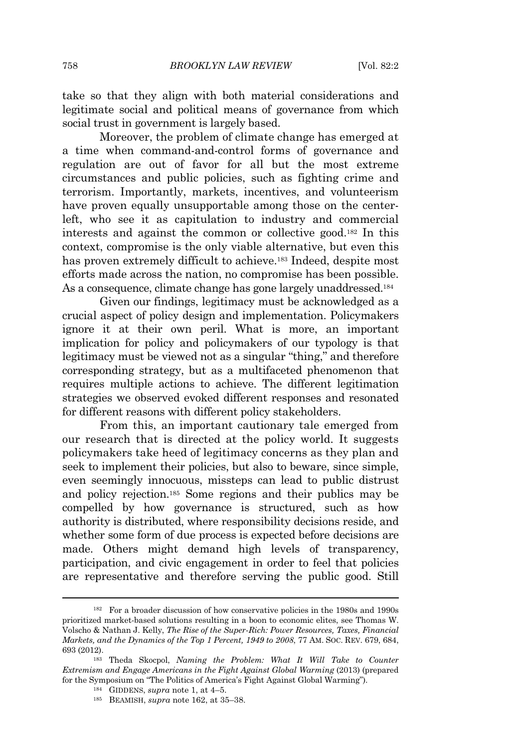take so that they align with both material considerations and legitimate social and political means of governance from which social trust in government is largely based.

Moreover, the problem of climate change has emerged at a time when command-and-control forms of governance and regulation are out of favor for all but the most extreme circumstances and public policies, such as fighting crime and terrorism. Importantly, markets, incentives, and volunteerism have proven equally unsupportable among those on the center-left, who see it as capitulation to industry and commercial interests and against the common or collective good.[182] In this context, compromise is the only viable alternative, but even this has proven extremely difficult to achieve.[183] Indeed, despite most efforts made across the nation, no compromise has been possible. As a consequence, climate change has gone largely unaddressed.[184]

Given our findings, legitimacy must be acknowledged as a crucial aspect of policy design and implementation. Policymakers ignore it at their own peril. What is more, an important implication for policy and policymakers of our typology is that legitimacy must be viewed not as a singular "thing," and therefore corresponding strategy, but as a multifaceted phenomenon that requires multiple actions to achieve. The different legitimation strategies we observed evoked different responses and resonated for different reasons with different policy stakeholders.

From this, an important cautionary tale emerged from our research that is directed at the policy world. It suggests policymakers take heed of legitimacy concerns as they plan and seek to implement their policies, but also to beware, since simple, even seemingly innocuous, missteps can lead to public distrust and policy rejection.[185] Some regions and their publics may be compelled by how governance is structured, such as how authority is distributed, where responsibility decisions reside, and whether some form of due process is expected before decisions are made. Others might demand high levels of transparency, participation, and civic engagement in order to feel that policies are representative and therefore serving the public good. Still

---

[182] For a broader discussion of how conservative policies in the 1980s and 1990s prioritized market-based solutions resulting in a boon to economic elites, see Thomas W. Volscho & Nathan J. Kelly, *The Rise of the Super-Rich: Power Resources, Taxes, Financial Markets, and the Dynamics of the Top 1 Percent, 1949 to 2008*, 77 AM. SOC. REV. 679, 684, 693 (2012).

[183] Theda Skocpol, *Naming the Problem: What It Will Take to Counter Extremism and Engage Americans in the Fight Against Global Warming* (2013) (prepared for the Symposium on "The Politics of America's Fight Against Global Warming").

[184] GIDDENS, *supra* note 1, at 4–5.

[185] BEAMISH, *supra* note 162, at 35–38.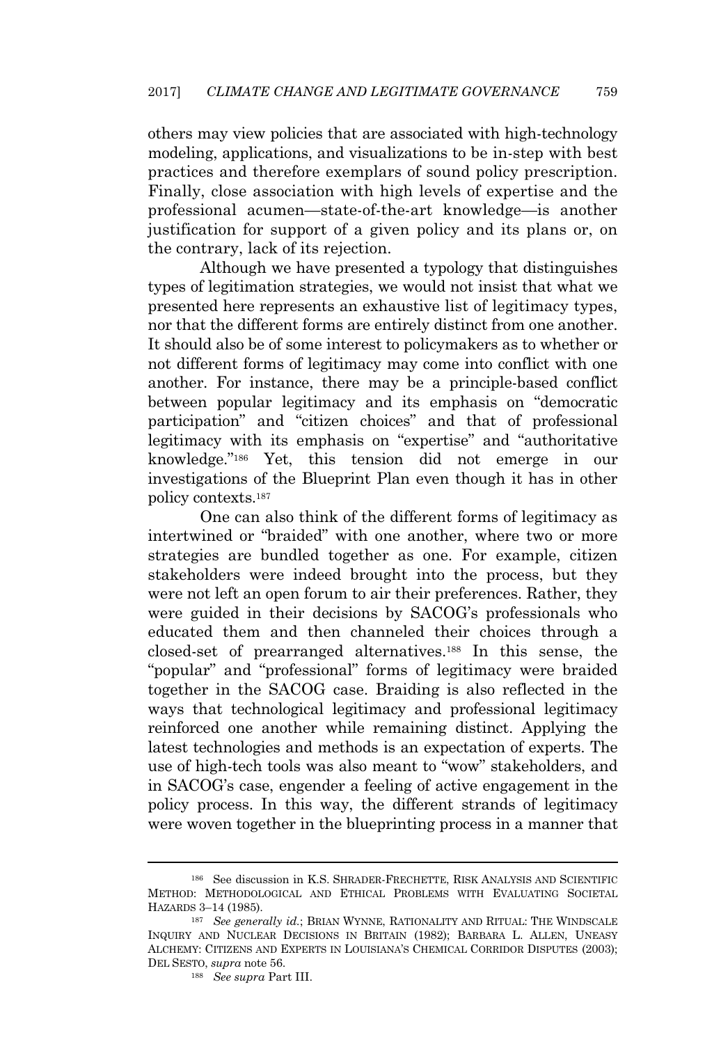others may view policies that are associated with high-technology modeling, applications, and visualizations to be in-step with best practices and therefore exemplars of sound policy prescription. Finally, close association with high levels of expertise and the professional acumen—state-of-the-art knowledge—is another justification for support of a given policy and its plans or, on the contrary, lack of its rejection.

Although we have presented a typology that distinguishes types of legitimation strategies, we would not insist that what we presented here represents an exhaustive list of legitimacy types, nor that the different forms are entirely distinct from one another. It should also be of some interest to policymakers as to whether or not different forms of legitimacy may come into conflict with one another. For instance, there may be a principle-based conflict between popular legitimacy and its emphasis on "democratic participation" and "citizen choices" and that of professional legitimacy with its emphasis on "expertise" and "authoritative knowledge."[186] Yet, this tension did not emerge in our investigations of the Blueprint Plan even though it has in other policy contexts.[187]

One can also think of the different forms of legitimacy as intertwined or "braided" with one another, where two or more strategies are bundled together as one. For example, citizen stakeholders were indeed brought into the process, but they were not left an open forum to air their preferences. Rather, they were guided in their decisions by SACOG's professionals who educated them and then channeled their choices through a closed-set of prearranged alternatives.[188] In this sense, the "popular" and "professional" forms of legitimacy were braided together in the SACOG case. Braiding is also reflected in the ways that technological legitimacy and professional legitimacy reinforced one another while remaining distinct. Applying the latest technologies and methods is an expectation of experts. The use of high-tech tools was also meant to "wow" stakeholders, and in SACOG's case, engender a feeling of active engagement in the policy process. In this way, the different strands of legitimacy were woven together in the blueprinting process in a manner that

---

[186] See discussion in K.S. SHRADER-FRECHETTE, RISK ANALYSIS AND SCIENTIFIC METHOD: METHODOLOGICAL AND ETHICAL PROBLEMS WITH EVALUATING SOCIETAL HAZARDS 3–14 (1985).

[187] *See generally id.*; BRIAN WYNNE, RATIONALITY AND RITUAL: THE WINDSCALE INQUIRY AND NUCLEAR DECISIONS IN BRITAIN (1982); BARBARA L. ALLEN, UNEASY ALCHEMY: CITIZENS AND EXPERTS IN LOUISIANA'S CHEMICAL CORRIDOR DISPUTES (2003); DEL SESTO, *supra* note 56.

[188] *See supra* Part III.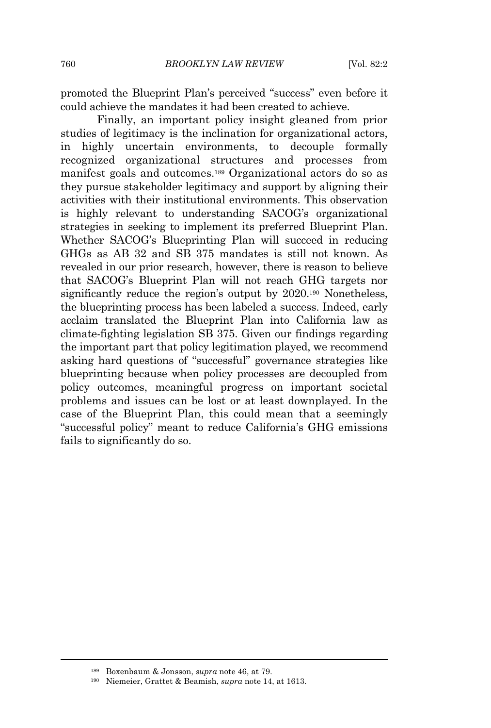promoted the Blueprint Plan's perceived "success" even before it could achieve the mandates it had been created to achieve.

Finally, an important policy insight gleaned from prior studies of legitimacy is the inclination for organizational actors, in highly uncertain environments, to decouple formally recognized organizational structures and processes from manifest goals and outcomes.[189] Organizational actors do so as they pursue stakeholder legitimacy and support by aligning their activities with their institutional environments. This observation is highly relevant to understanding SACOG's organizational strategies in seeking to implement its preferred Blueprint Plan. Whether SACOG's Blueprinting Plan will succeed in reducing GHGs as AB 32 and SB 375 mandates is still not known. As revealed in our prior research, however, there is reason to believe that SACOG's Blueprint Plan will not reach GHG targets nor significantly reduce the region's output by 2020.[190] Nonetheless, the blueprinting process has been labeled a success. Indeed, early acclaim translated the Blueprint Plan into California law as climate-fighting legislation SB 375. Given our findings regarding the important part that policy legitimation played, we recommend asking hard questions of "successful" governance strategies like blueprinting because when policy processes are decoupled from policy outcomes, meaningful progress on important societal problems and issues can be lost or at least downplayed. In the case of the Blueprint Plan, this could mean that a seemingly "successful policy" meant to reduce California's GHG emissions fails to significantly do so.

---

[189] Boxenbaum & Jonsson, *supra* note 46, at 79.

[190] Niemeier, Grattet & Beamish, *supra* note 14, at 1613.